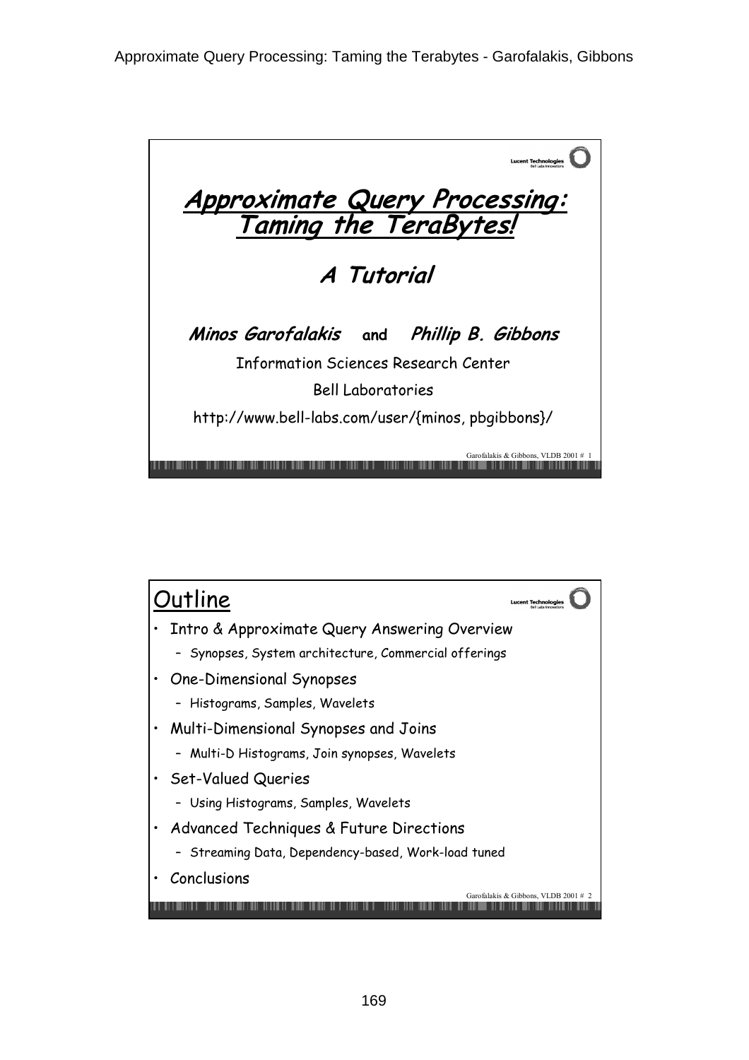# Approximate Query Processing: Taming the TeraBytes!

## A Tutorial

***Minos Garofalakis*** **and** ***Phillip B. Gibbons***

Information Sciences Research Center

Bell Laboratories

http://www.bell-labs.com/user/{minos, pbgibbons}/

## Outline

- Intro & Approximate Query Answering Overview
  - Synopses, System architecture, Commercial offerings
- One-Dimensional Synopses
  - Histograms, Samples, Wavelets
- Multi-Dimensional Synopses and Joins
  - Multi-D Histograms, Join synopses, Wavelets
- Set-Valued Queries
  - Using Histograms, Samples, Wavelets
- Advanced Techniques & Future Directions
  - Streaming Data, Dependency-based, Work-load tuned
- Conclusions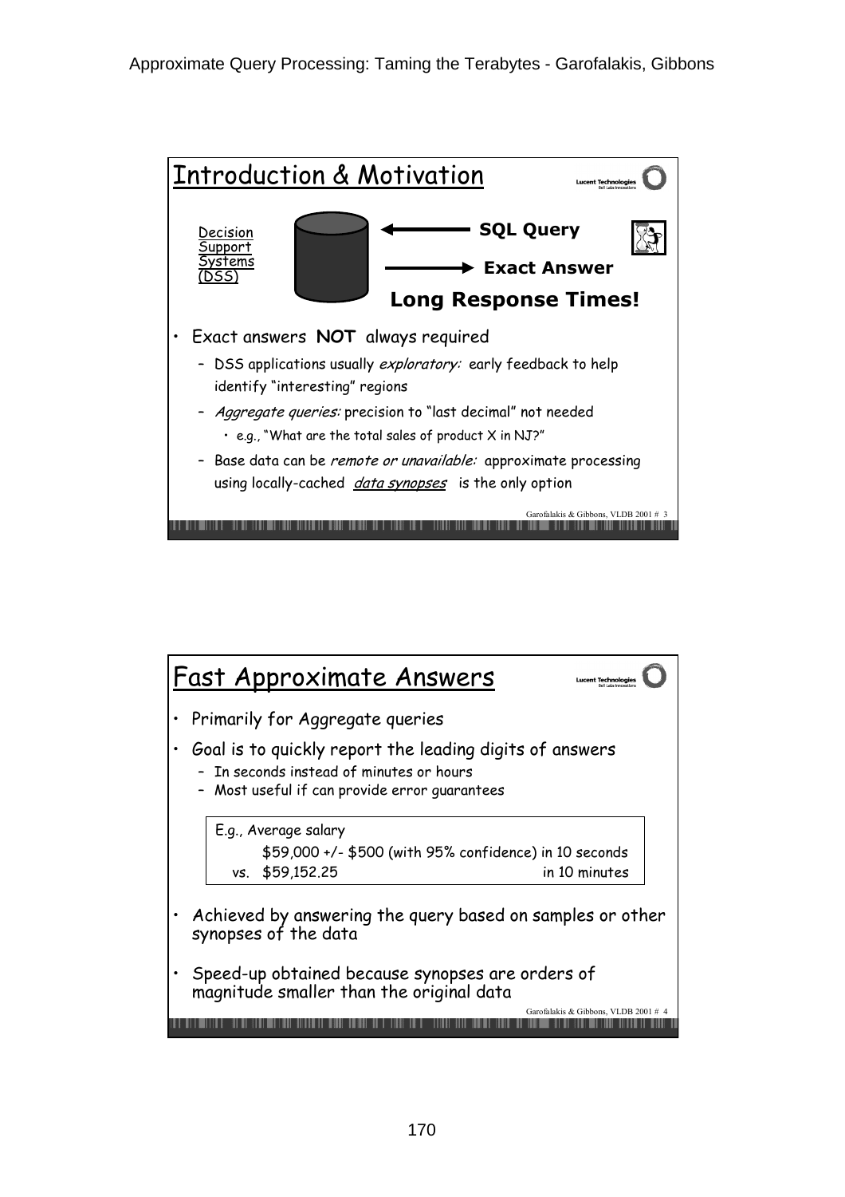## Introduction & Motivation

Decision Support Systems (DSS)

SQL Query →

← Exact Answer

**Long Response Times!**

- Exact answers **NOT** always required
  - DSS applications usually *exploratory:* early feedback to help identify "interesting" regions
  - *Aggregate queries:* precision to "last decimal" not needed
    - e.g., "What are the total sales of product X in NJ?"
  - Base data can be *remote or unavailable:* approximate processing using locally-cached *data synopses* is the only option

## Fast Approximate Answers

- Primarily for Aggregate queries
- Goal is to quickly report the leading digits of answers
  - In seconds instead of minutes or hours
  - Most useful if can provide error guarantees

E.g., Average salary

$59,000 +/- $500 (with 95% confidence) in 10 seconds

vs. $59,152.25 in 10 minutes

- Achieved by answering the query based on samples or other synopses of the data
- Speed-up obtained because synopses are orders of magnitude smaller than the original data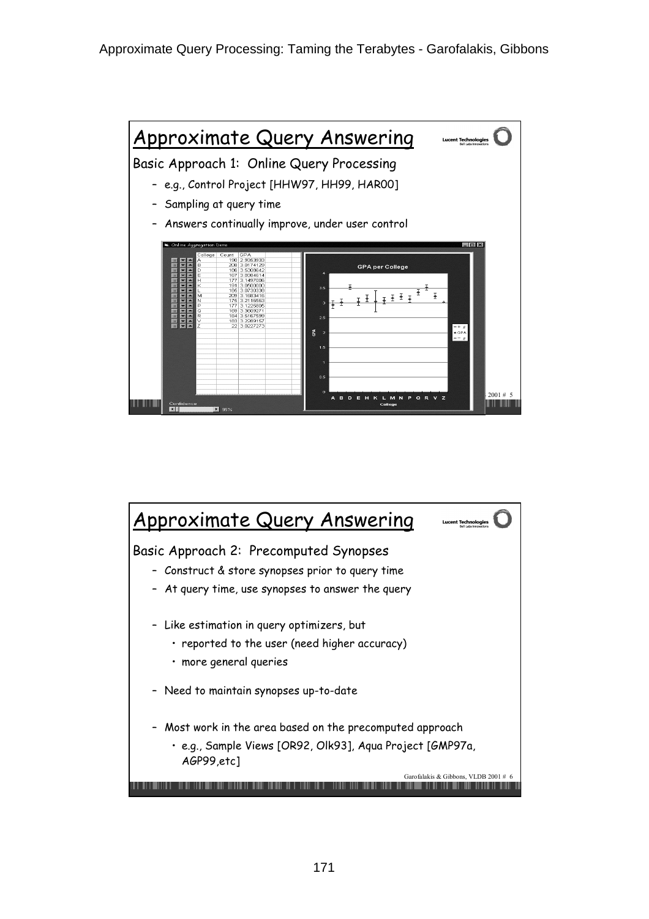## Approximate Query Answering

Basic Approach 1: Online Query Processing

- e.g., Control Project [HHW97, HH99, HAR00]
- Sampling at query time
- Answers continually improve, under user control

| College | Count | GPA |
|---|---|---|
| A | 190 | 2.9353933 |
| B | 208 | 3.0174129 |
| D | 186 | 3.5308642 |
| E | 167 | 3.0384614 |
| H | 177 | 3.1497006 |
| K | 191 | 3.0500000 |
| L | 186 | 3.0730038 |
| M | 209 | 3.1683416 |
| N | 175 | 3.2116553 |
| P | 177 | 3.1225805 |
| Q | 169 | 3.3609271 |
| R | 184 | 3.5167599 |
| V | 183 | 3.2289157 |
| Z | 22 | 3.0227273 |

## Approximate Query Answering

Basic Approach 2: Precomputed Synopses

- Construct & store synopses prior to query time
- At query time, use synopses to answer the query
- Like estimation in query optimizers, but
  - reported to the user (need higher accuracy)
  - more general queries
- Need to maintain synopses up-to-date
- Most work in the area based on the precomputed approach
  - e.g., Sample Views [OR92, Olk93], Aqua Project [GMP97a, AGP99,etc]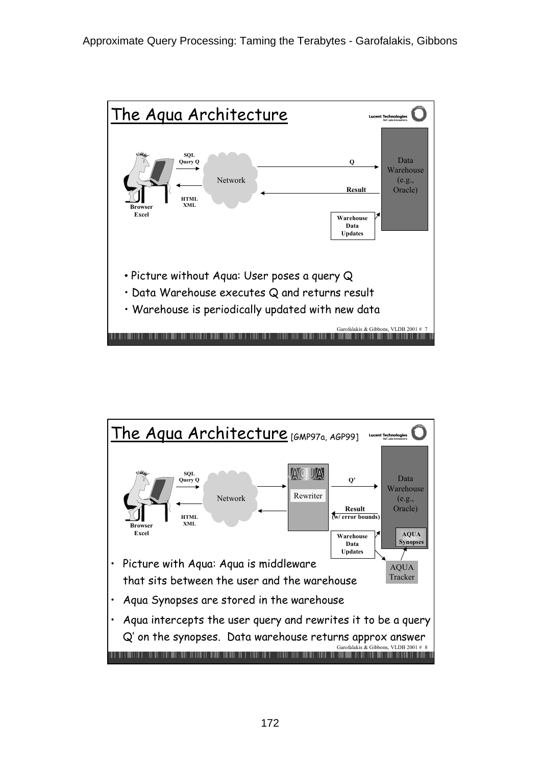## The Aqua Architecture

SQL Query Q

Network

Q

Data Warehouse (e.g., Oracle)

Result

HTML XML

Browser Excel

Warehouse Data Updates

- Picture without Aqua: User poses a query Q
- Data Warehouse executes Q and returns result
- Warehouse is periodically updated with new data

Garofalakis & Gibbons, VLDB 2001 # 7

## The Aqua Architecture [GMP97a, AGP99]

SQL Query Q

Network

AQUA

Rewriter

Q'

Data Warehouse (e.g., Oracle)

Result (w/ error bounds)

HTML XML

Browser Excel

Warehouse Data Updates

AQUA Synopses

AQUA Tracker

- Picture with Aqua: Aqua is middleware that sits between the user and the warehouse
- Aqua Synopses are stored in the warehouse
- Aqua intercepts the user query and rewrites it to be a query Q' on the synopses. Data warehouse returns approx answer

Garofalakis & Gibbons, VLDB 2001 # 8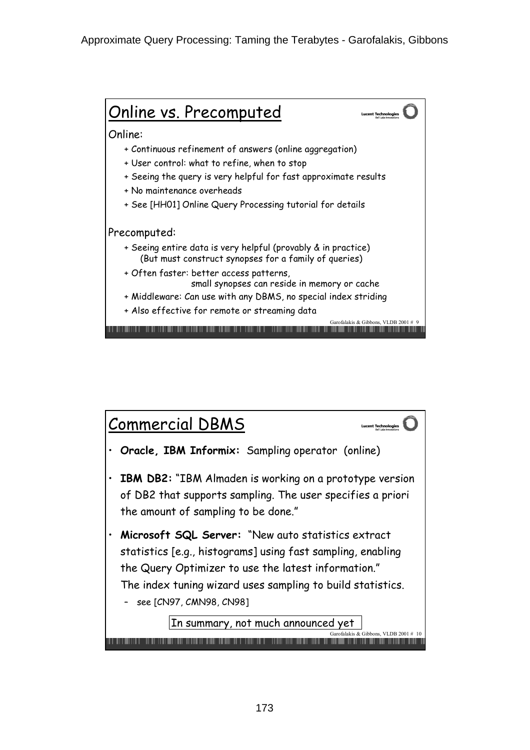## Online vs. Precomputed

Online:

- \+ Continuous refinement of answers (online aggregation)
- \+ User control: what to refine, when to stop
- \+ Seeing the query is very helpful for fast approximate results
- \+ No maintenance overheads
- \+ See [HH01] Online Query Processing tutorial for details

Precomputed:

- \+ Seeing entire data is very helpful (provably & in practice)
  (But must construct synopses for a family of queries)
- \+ Often faster: better access patterns,
  small synopses can reside in memory or cache
- \+ Middleware: Can use with any DBMS, no special index striding
- \+ Also effective for remote or streaming data

## Commercial DBMS

- **Oracle, IBM Informix:** Sampling operator (online)
- **IBM DB2:** "IBM Almaden is working on a prototype version of DB2 that supports sampling. The user specifies a priori the amount of sampling to be done."
- **Microsoft SQL Server:** "New auto statistics extract statistics [e.g., histograms] using fast sampling, enabling the Query Optimizer to use the latest information."
  The index tuning wizard uses sampling to build statistics.
  - see [CN97, CMN98, CN98]

In summary, not much announced yet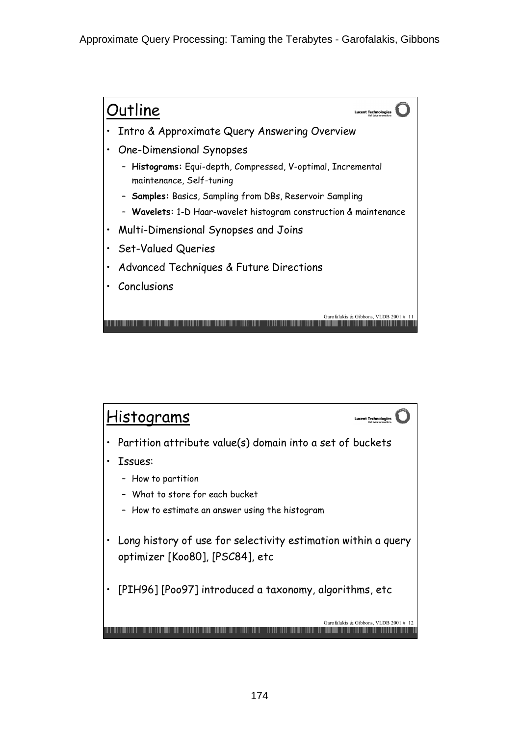## Outline

- Intro & Approximate Query Answering Overview
- One-Dimensional Synopses
  - **Histograms:** Equi-depth, Compressed, V-optimal, Incremental maintenance, Self-tuning
  - **Samples:** Basics, Sampling from DBs, Reservoir Sampling
  - **Wavelets:** 1-D Haar-wavelet histogram construction & maintenance
- Multi-Dimensional Synopses and Joins
- Set-Valued Queries
- Advanced Techniques & Future Directions
- Conclusions

## Histograms

- Partition attribute value(s) domain into a set of buckets
- Issues:
  - How to partition
  - What to store for each bucket
  - How to estimate an answer using the histogram
- Long history of use for selectivity estimation within a query optimizer [Koo80], [PSC84], etc
- [PIH96] [Poo97] introduced a taxonomy, algorithms, etc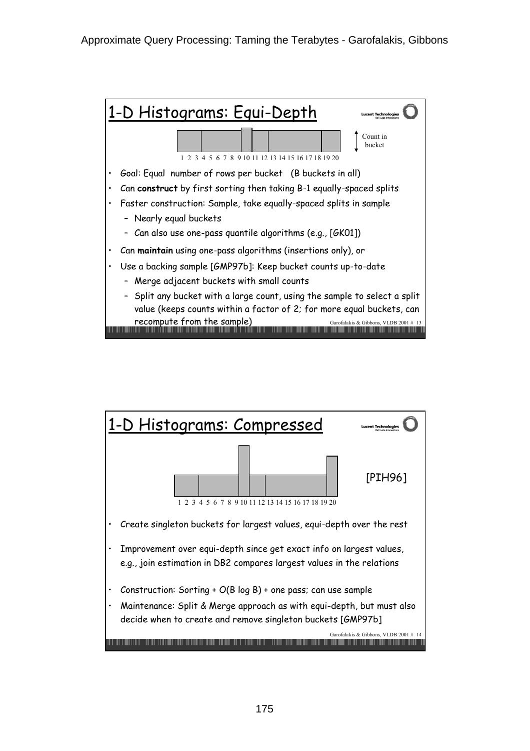## 1-D Histograms: Equi-Depth

Count in bucket

1 2 3 4 5 6 7 8 9 10 11 12 13 14 15 16 17 18 19 20

- Goal: Equal number of rows per bucket (B buckets in all)
- Can **construct** by first sorting then taking B-1 equally-spaced splits
- Faster construction: Sample, take equally-spaced splits in sample
  - Nearly equal buckets
  - Can also use one-pass quantile algorithms (e.g., [GK01])
- Can **maintain** using one-pass algorithms (insertions only), or
- Use a backing sample [GMP97b]: Keep bucket counts up-to-date
  - Merge adjacent buckets with small counts
  - Split any bucket with a large count, using the sample to select a split value (keeps counts within a factor of 2; for more equal buckets, can recompute from the sample)

Garofalakis & Gibbons, VLDB 2001 # 13

## 1-D Histograms: Compressed

1 2 3 4 5 6 7 8 9 10 11 12 13 14 15 16 17 18 19 20

[PIH96]

- Create singleton buckets for largest values, equi-depth over the rest
- Improvement over equi-depth since get exact info on largest values, e.g., join estimation in DB2 compares largest values in the relations
- Construction: Sorting + O(B log B) + one pass; can use sample
- Maintenance: Split & Merge approach as with equi-depth, but must also decide when to create and remove singleton buckets [GMP97b]

Garofalakis & Gibbons, VLDB 2001 # 14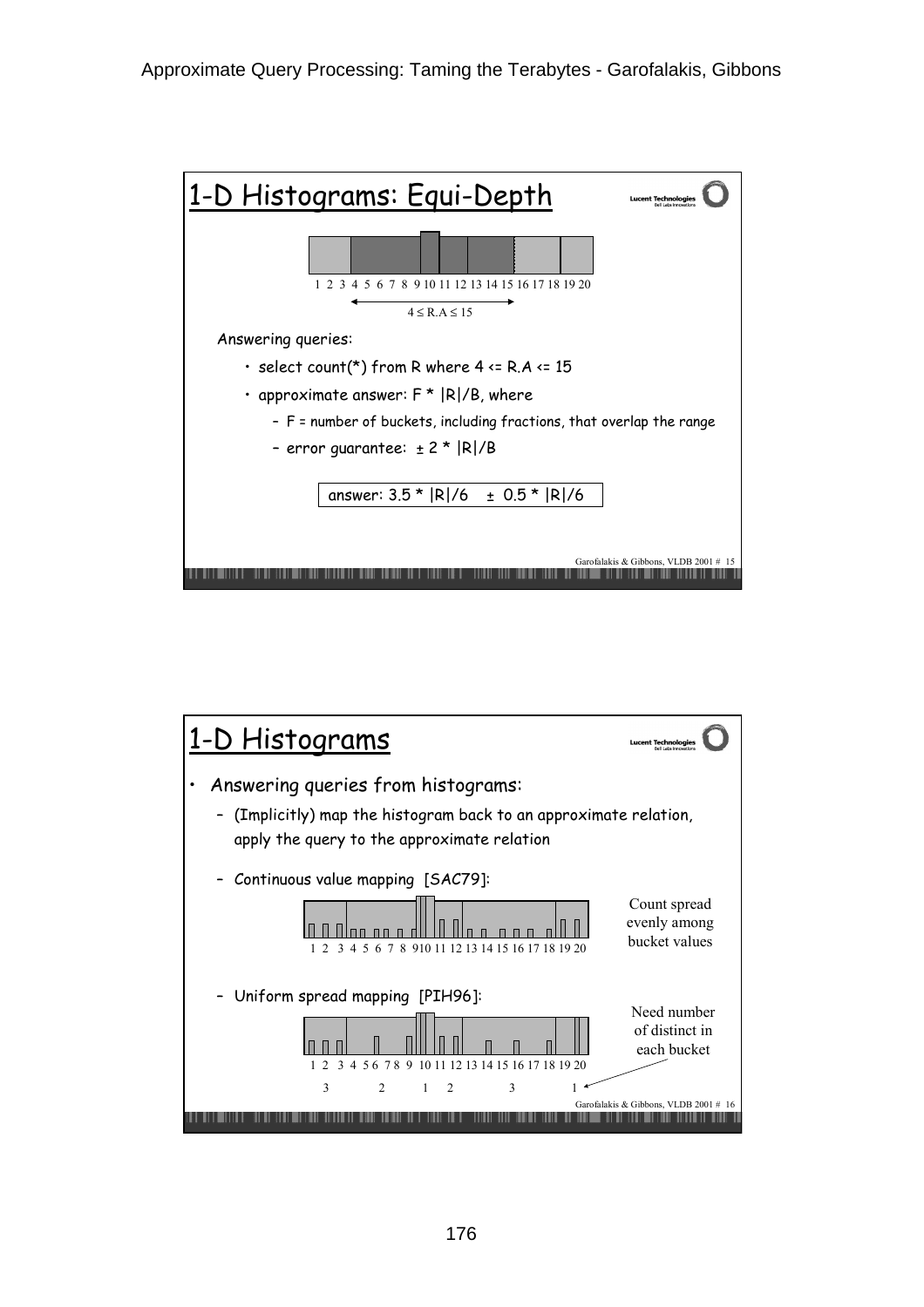## 1-D Histograms: Equi-Depth

1 2 3 4 5 6 7 8 9 10 11 12 13 14 15 16 17 18 19 20

$4 \le R.A \le 15$

Answering queries:

- select count(*) from R where 4 <= R.A <= 15
- approximate answer: F * |R|/B, where
  - F = number of buckets, including fractions, that overlap the range
  - error guarantee: ± 2 * |R|/B

answer: 3.5 * |R|/6 ± 0.5 * |R|/6

Garofalakis & Gibbons, VLDB 2001 # 15

## 1-D Histograms

- Answering queries from histograms:
  - (Implicitly) map the histogram back to an approximate relation, apply the query to the approximate relation
  - Continuous value mapping [SAC79]:

    1 2 3 4 5 6 7 8 9 10 11 12 13 14 15 16 17 18 19 20

    Count spread evenly among bucket values

  - Uniform spread mapping [PIH96]:

    1 2 3 4 5 6 7 8 9 10 11 12 13 14 15 16 17 18 19 20

    3 2 1 2 3 1

    Need number of distinct in each bucket

Garofalakis & Gibbons, VLDB 2001 # 16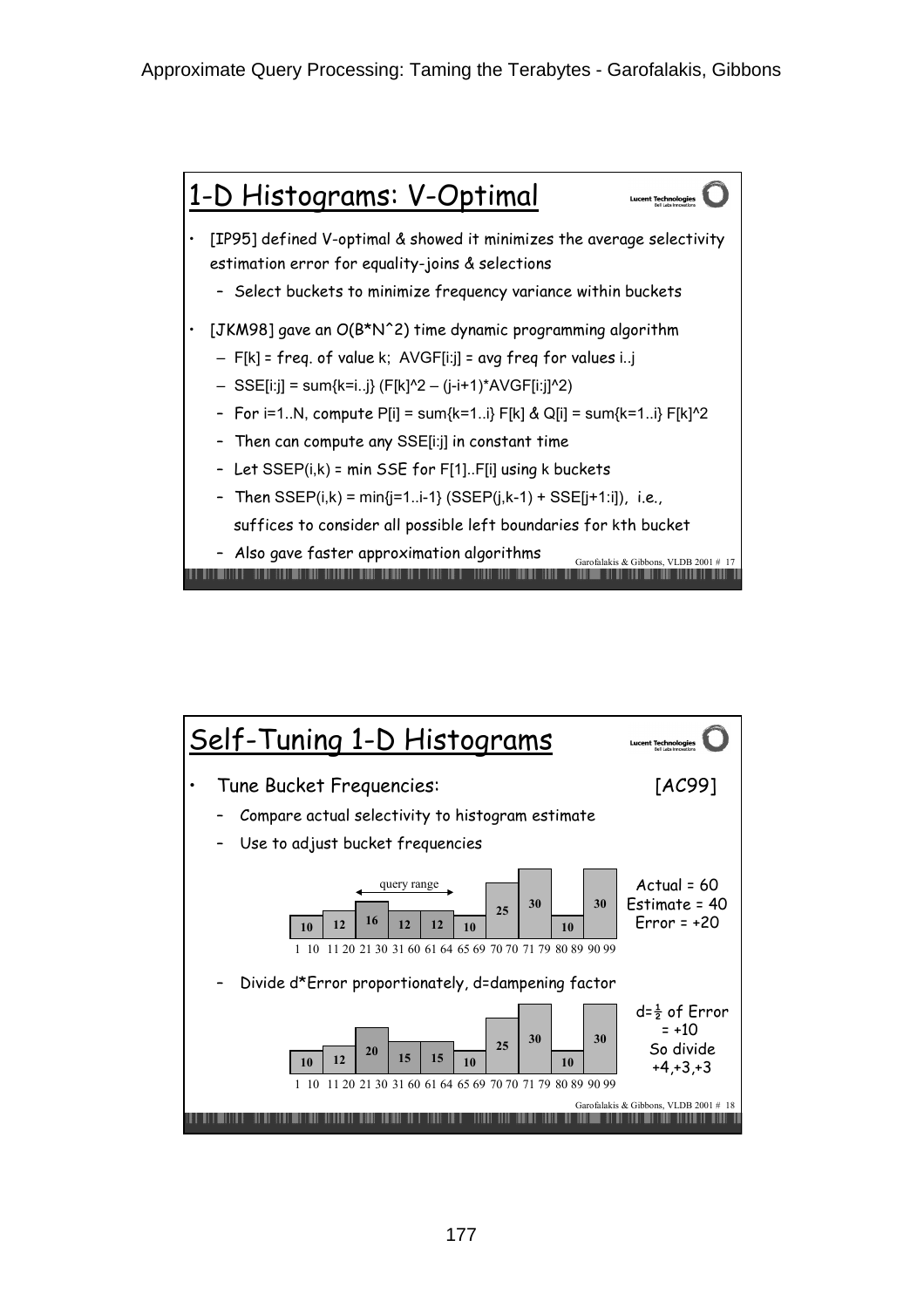## 1-D Histograms: V-Optimal

- [IP95] defined V-optimal & showed it minimizes the average selectivity estimation error for equality-joins & selections
  - Select buckets to minimize frequency variance within buckets
- [JKM98] gave an O(B*N^2) time dynamic programming algorithm
  - F[k] = freq. of value k; AVGF[i:j] = avg freq for values i..j
  - SSE[i:j] = sum{k=i..j} (F[k]^2 – (j-i+1)*AVGF[i:j]^2)
  - For i=1..N, compute P[i] = sum{k=1..i} F[k] & Q[i] = sum{k=1..i} F[k]^2
  - Then can compute any SSE[i:j] in constant time
  - Let SSEP(i,k) = min SSE for F[1]..F[i] using k buckets
  - Then SSEP(i,k) = min{j=1..i-1} (SSEP(j,k-1) + SSE[j+1:i]), i.e., suffices to consider all possible left boundaries for kth bucket
  - Also gave faster approximation algorithms

## Self-Tuning 1-D Histograms

- Tune Bucket Frequencies: [AC99]
  - Compare actual selectivity to histogram estimate
  - Use to adjust bucket frequencies

| Bucket | 1-10 | 11-20 | 21-30 | 31-60 | 61-64 | 65-69 | 70-70 | 71-79 | 80-89 | 90-99 |
|---|---|---|---|---|---|---|---|---|---|---|
| Frequency | 10 | 12 | 16 | 12 | 12 | 10 | 25 | 30 | 10 | 30 |

Query range: 21-64. Actual = 60, Estimate = 40, Error = +20

  - Divide d*Error proportionately, d=dampening factor

| Bucket | 1-10 | 11-20 | 21-30 | 31-60 | 61-64 | 65-69 | 70-70 | 71-79 | 80-89 | 90-99 |
|---|---|---|---|---|---|---|---|---|---|---|
| Frequency | 10 | 12 | 20 | 15 | 15 | 10 | 25 | 30 | 10 | 30 |

d=½ of Error = +10. So divide +4,+3,+3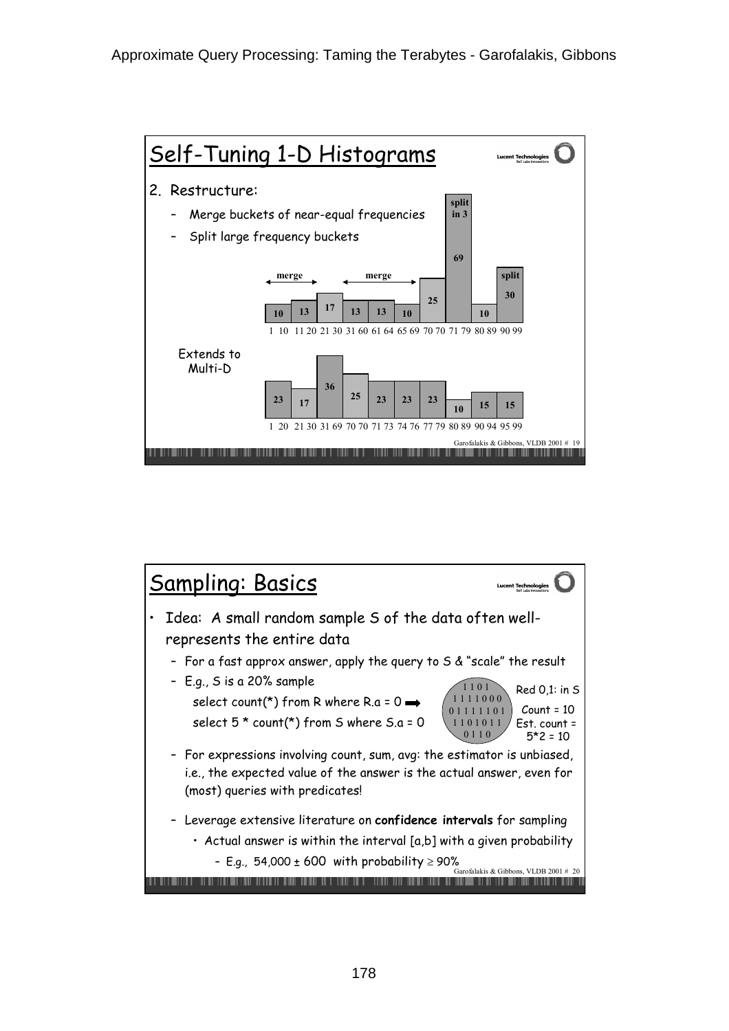## Self-Tuning 1-D Histograms

2. Restructure:
   - Merge buckets of near-equal frequencies
   - Split large frequency buckets

| Range | 1 10 | 11 20 | 21 30 | 31 60 | 61 64 | 65 69 | 70 70 | 71 79 | 80 89 | 90 99 |
|---|---|---|---|---|---|---|---|---|---|---|
| Frequency | 10 | 13 | 17 | 13 | 13 | 10 | 25 | 69 | 10 | 30 |

merge (1–20), merge (31–69), split in 3 (71–79), split (90–99)

Extends to Multi-D

| Range | 1 20 | 21 30 | 31 69 | 70 70 | 71 73 | 74 76 | 77 79 | 80 89 | 90 94 | 95 99 |
|---|---|---|---|---|---|---|---|---|---|---|
| Frequency | 23 | 17 | 36 | 25 | 23 | 23 | 23 | 10 | 15 | 15 |

## Sampling: Basics

- Idea: A small random sample S of the data often well-represents the entire data
  - For a fast approx answer, apply the query to S & "scale" the result
  - E.g., S is a 20% sample

    select count(*) from R where R.a = 0 ➡
    select 5 * count(*) from S where S.a = 0

    1 1 0 1
    1 1 1 1 0 0 0
    0 1 1 1 1 1 0 1
    1 1 0 1 0 1 1
    0 1 1 0

    Red 0,1: in S
    Count = 10
    Est. count = 5*2 = 10
  - For expressions involving count, sum, avg: the estimator is unbiased, i.e., the expected value of the answer is the actual answer, even for (most) queries with predicates!
  - Leverage extensive literature on **confidence intervals** for sampling
    - Actual answer is within the interval [a,b] with a given probability
      - E.g., 54,000 ± 600 with probability $\geq$ 90%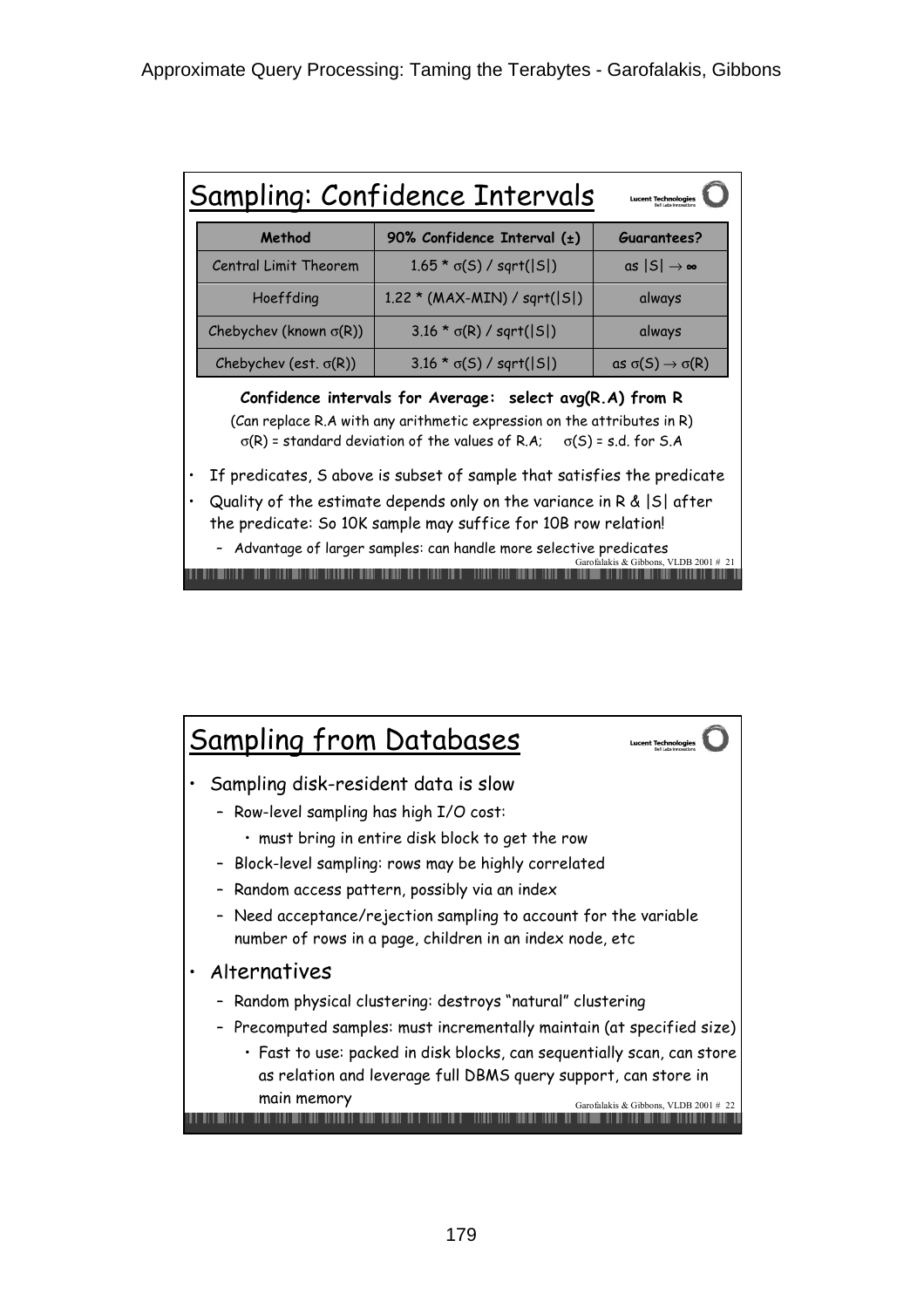## Sampling: Confidence Intervals

| Method | 90% Confidence Interval (±) | Guarantees? |
| --- | --- | --- |
| Central Limit Theorem | $1.65 * \sigma(S) / sqrt(\|S\|)$ | as $\|S\| \rightarrow \infty$ |
| Hoeffding | $1.22 * (MAX\text{-}MIN) / sqrt(\|S\|)$ | always |
| Chebychev (known $\sigma(R)$) | $3.16 * \sigma(R) / sqrt(\|S\|)$ | always |
| Chebychev (est. $\sigma(R)$) | $3.16 * \sigma(S) / sqrt(\|S\|)$ | as $\sigma(S) \rightarrow \sigma(R)$ |

**Confidence intervals for Average: select avg(R.A) from R**

(Can replace R.A with any arithmetic expression on the attributes in R)

$\sigma(R)$ = standard deviation of the values of R.A; $\sigma(S)$ = s.d. for S.A

- If predicates, S above is subset of sample that satisfies the predicate
- Quality of the estimate depends only on the variance in R & |S| after the predicate: So 10K sample may suffice for 10B row relation!
  - Advantage of larger samples: can handle more selective predicates

Garofalakis & Gibbons, VLDB 2001 # 21

## Sampling from Databases

- Sampling disk-resident data is slow
  - Row-level sampling has high I/O cost:
    - must bring in entire disk block to get the row
  - Block-level sampling: rows may be highly correlated
  - Random access pattern, possibly via an index
  - Need acceptance/rejection sampling to account for the variable number of rows in a page, children in an index node, etc
- Alternatives
  - Random physical clustering: destroys "natural" clustering
  - Precomputed samples: must incrementally maintain (at specified size)
    - Fast to use: packed in disk blocks, can sequentially scan, can store as relation and leverage full DBMS query support, can store in main memory

Garofalakis & Gibbons, VLDB 2001 # 22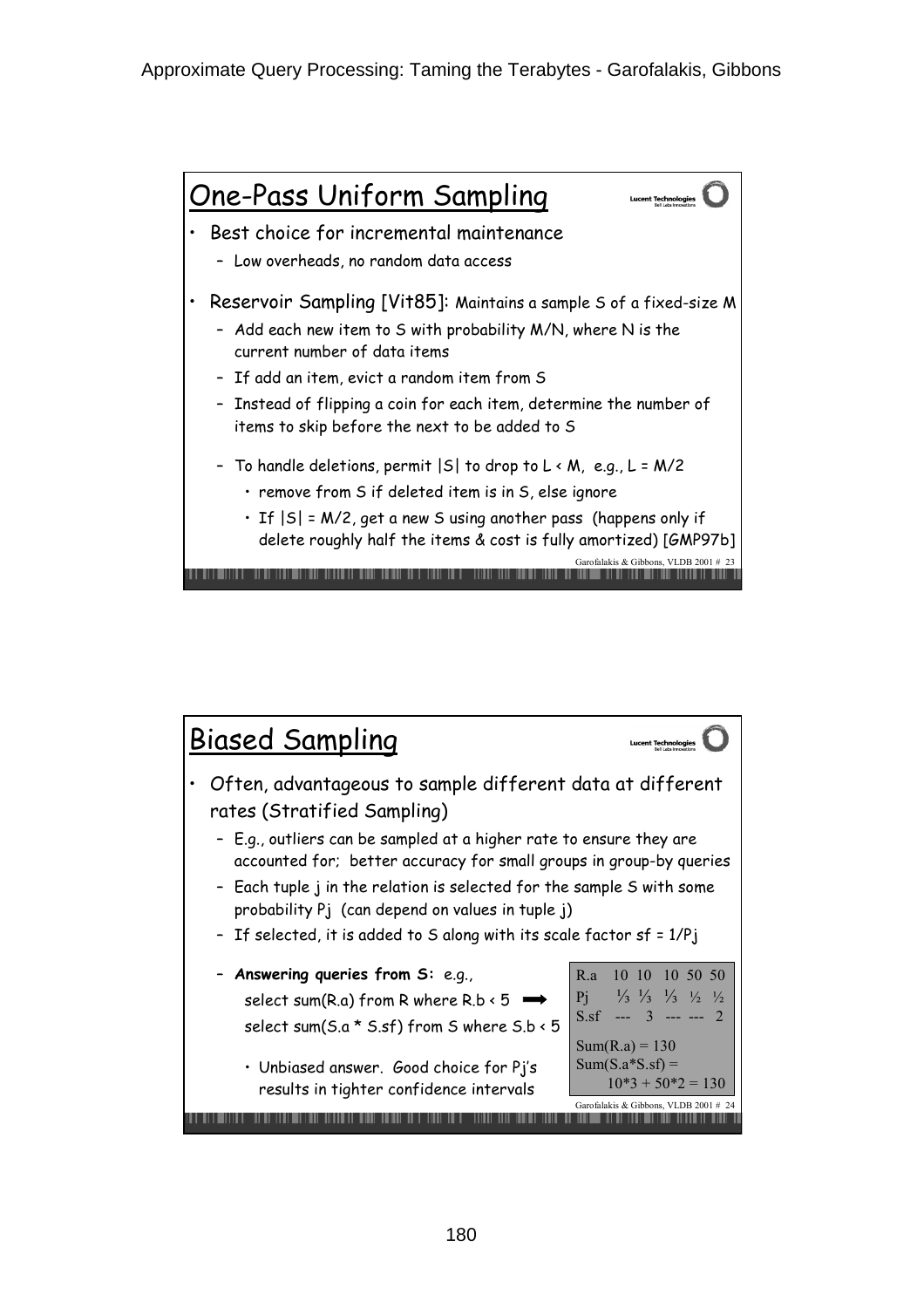## One-Pass Uniform Sampling

- Best choice for incremental maintenance
  - Low overheads, no random data access
- Reservoir Sampling [Vit85]: Maintains a sample S of a fixed-size M
  - Add each new item to S with probability M/N, where N is the current number of data items
  - If add an item, evict a random item from S
  - Instead of flipping a coin for each item, determine the number of items to skip before the next to be added to S
  - To handle deletions, permit |S| to drop to L < M, e.g., L = M/2
    - remove from S if deleted item is in S, else ignore
    - If |S| = M/2, get a new S using another pass (happens only if delete roughly half the items & cost is fully amortized) [GMP97b]

Garofalakis & Gibbons, VLDB 2001 # 23

## Biased Sampling

- Often, advantageous to sample different data at different rates (Stratified Sampling)
  - E.g., outliers can be sampled at a higher rate to ensure they are accounted for; better accuracy for small groups in group-by queries
  - Each tuple j in the relation is selected for the sample S with some probability Pj (can depend on values in tuple j)
  - If selected, it is added to S along with its scale factor sf = 1/Pj
  - **Answering queries from S:** e.g.,

    select sum(R.a) from R where R.b < 5 ➡

    select sum(S.a * S.sf) from S where S.b < 5

    - Unbiased answer. Good choice for Pj's results in tighter confidence intervals

| R.a | 10 | 10 | 10 | 50 | 50 |
|---|---|---|---|---|---|
| Pj | ⅓ | ⅓ | ⅓ | ½ | ½ |
| S.sf | --- | 3 | --- | --- | 2 |

Sum(R.a) = 130

Sum(S.a*S.sf) = 10*3 + 50*2 = 130

Garofalakis & Gibbons, VLDB 2001 # 24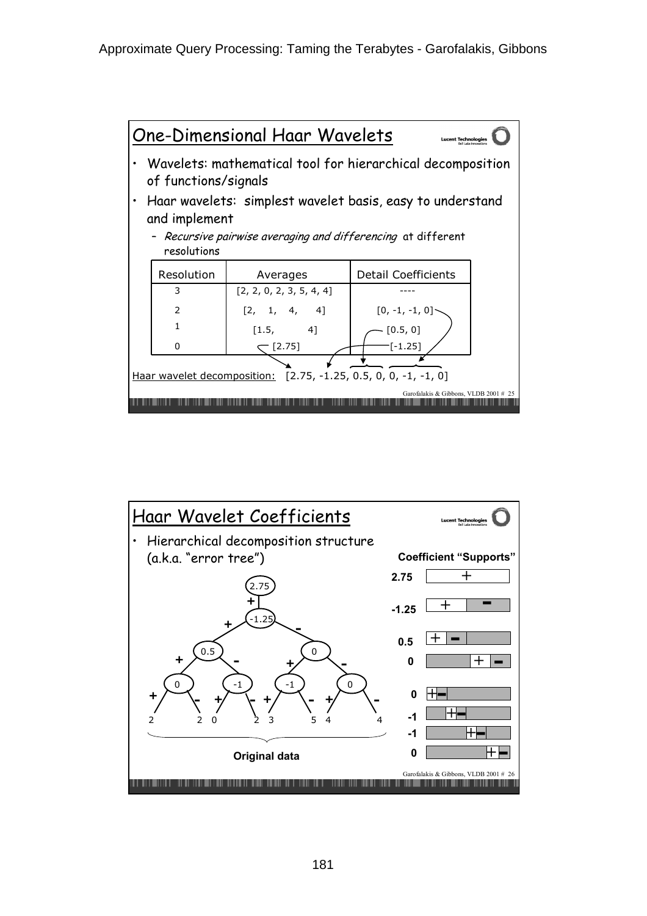## One-Dimensional Haar Wavelets

- Wavelets: mathematical tool for hierarchical decomposition of functions/signals
- Haar wavelets: simplest wavelet basis, easy to understand and implement
  - *Recursive pairwise averaging and differencing* at different resolutions

| Resolution | Averages | Detail Coefficients |
|---|---|---|
| 3 | [2, 2, 0, 2, 3, 5, 4, 4] | ---- |
| 2 | [2, 1, 4, 4] | [0, -1, -1, 0] |
| 1 | [1.5, 4] | [0.5, 0] |
| 0 | [2.75] | [-1.25] |

Haar wavelet decomposition: [2.75, -1.25, 0.5, 0, 0, -1, -1, 0]

## Haar Wavelet Coefficients

- Hierarchical decomposition structure (a.k.a. "error tree")

**Coefficient "Supports"**

| Coefficient | Support |
|---|---|
| 2.75 | + |
| -1.25 | + - |
| 0.5 | + - |
| 0 | + - |
| 0 | + - |
| -1 | + - |
| -1 | + - |
| 0 | + - |

Error tree: root 2.75, child -1.25; -1.25 has children 0.5 (+) and 0 (-); 0.5 has children 0 (+) and -1 (-); 0 has children -1 (+) and 0 (-); leaves:

**Original data**: 2 2 0 2 3 5 4 4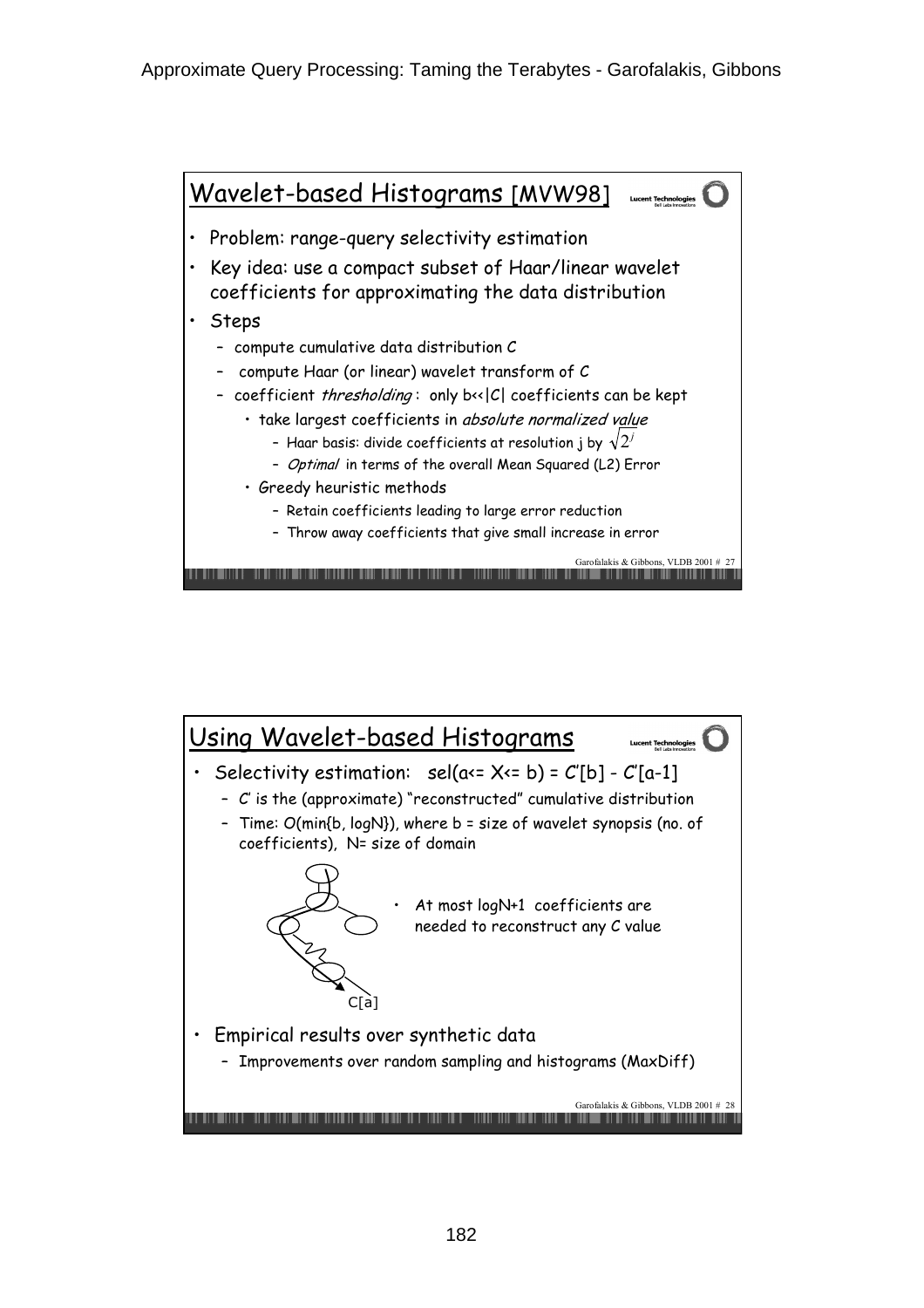## Wavelet-based Histograms [MVW98]

- Problem: range-query selectivity estimation
- Key idea: use a compact subset of Haar/linear wavelet coefficients for approximating the data distribution
- Steps
  - compute cumulative data distribution C
  - compute Haar (or linear) wavelet transform of C
  - coefficient *thresholding* : only b<<|C| coefficients can be kept
    - take largest coefficients in *absolute normalized value*
      - Haar basis: divide coefficients at resolution j by $\sqrt{2^j}$
      - *Optimal* in terms of the overall Mean Squared (L2) Error
    - Greedy heuristic methods
      - Retain coefficients leading to large error reduction
      - Throw away coefficients that give small increase in error

## Using Wavelet-based Histograms

- Selectivity estimation: sel(a<= X<= b) = C'[b] - C'[a-1]
  - C' is the (approximate) "reconstructed" cumulative distribution
  - Time: O(min{b, logN}), where b = size of wavelet synopsis (no. of coefficients), N= size of domain

C[a]

- At most logN+1 coefficients are needed to reconstruct any C value

- Empirical results over synthetic data
  - Improvements over random sampling and histograms (MaxDiff)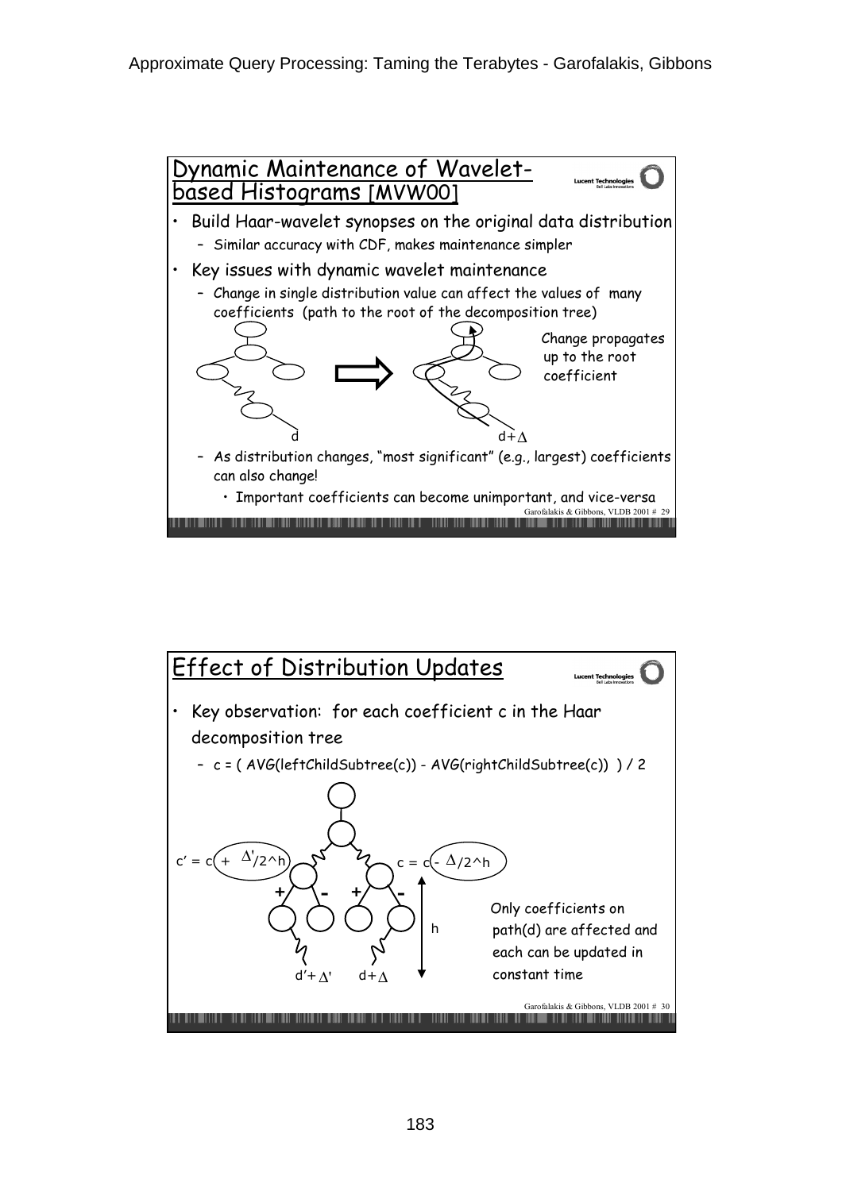## Dynamic Maintenance of Wavelet-based Histograms [MVW00]

- Build Haar-wavelet synopses on the original data distribution
  - Similar accuracy with CDF, makes maintenance simpler
- Key issues with dynamic wavelet maintenance
  - Change in single distribution value can affect the values of many coefficients (path to the root of the decomposition tree)

d → $d+\Delta$

Change propagates up to the root coefficient

  - As distribution changes, "most significant" (e.g., largest) coefficients can also change!
    - Important coefficients can become unimportant, and vice-versa

Garofalakis & Gibbons, VLDB 2001 # 29

## Effect of Distribution Updates

- Key observation: for each coefficient c in the Haar decomposition tree
  - c = ( AVG(leftChildSubtree(c)) - AVG(rightChildSubtree(c)) ) / 2

$c' = c + \Delta'/2^h$ $\quad$ $c = c - \Delta/2^h$

$d'+\Delta'$ $\quad$ $d+\Delta$ $\quad$ h

Only coefficients on path(d) are affected and each can be updated in constant time

Garofalakis & Gibbons, VLDB 2001 # 30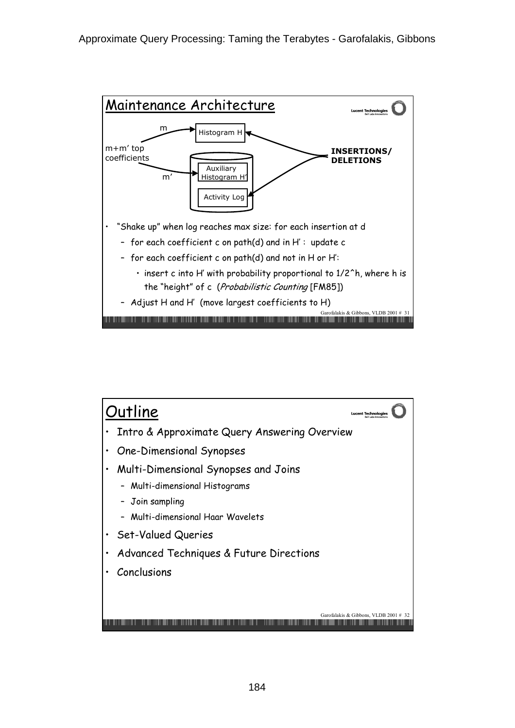## Maintenance Architecture

m → Histogram H

m+m' top coefficients

m' → Auxiliary Histogram H'

Activity Log

**INSERTIONS/ DELETIONS**

- "Shake up" when log reaches max size: for each insertion at d
  - for each coefficient c on path(d) and in H' : update c
  - for each coefficient c on path(d) and not in H or H':
    - insert c into H' with probability proportional to 1/2^h, where h is the "height" of c (*Probabilistic Counting* [FM85])
  - Adjust H and H' (move largest coefficients to H)

Garofalakis & Gibbons, VLDB 2001 # 31

## Outline

- Intro & Approximate Query Answering Overview
- One-Dimensional Synopses
- Multi-Dimensional Synopses and Joins
  - Multi-dimensional Histograms
  - Join sampling
  - Multi-dimensional Haar Wavelets
- Set-Valued Queries
- Advanced Techniques & Future Directions
- Conclusions

Garofalakis & Gibbons, VLDB 2001 # 32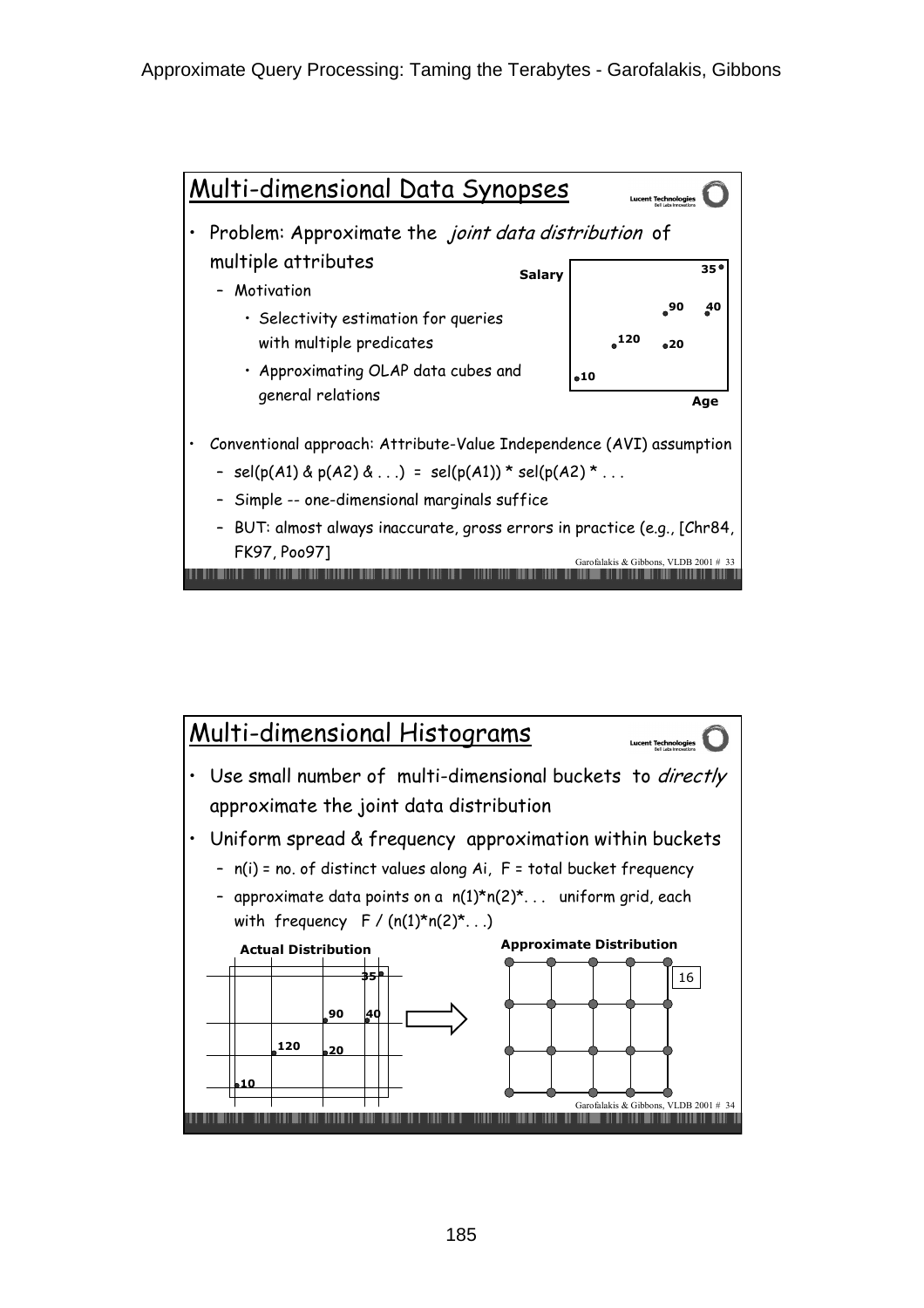## Multi-dimensional Data Synopses

- Problem: Approximate the *joint data distribution* of multiple attributes
  - Motivation
    - Selectivity estimation for queries with multiple predicates
    - Approximating OLAP data cubes and general relations

Salary

35, 90, 40, 120, 20, 10

Age

- Conventional approach: Attribute-Value Independence (AVI) assumption
  - sel(p(A1) & p(A2) & . . .) = sel(p(A1)) * sel(p(A2) * . . .
  - Simple -- one-dimensional marginals suffice
  - BUT: almost always inaccurate, gross errors in practice (e.g., [Chr84, FK97, Poo97]

Garofalakis & Gibbons, VLDB 2001 # 33

## Multi-dimensional Histograms

- Use small number of multi-dimensional buckets to *directly* approximate the joint data distribution
- Uniform spread & frequency approximation within buckets
  - n(i) = no. of distinct values along Ai, F = total bucket frequency
  - approximate data points on a n(1)*n(2)*. . . uniform grid, each with frequency F / (n(1)*n(2)*. . .)

**Actual Distribution**

35, 90, 40, 120, 20, 10

**Approximate Distribution**

16

Garofalakis & Gibbons, VLDB 2001 # 34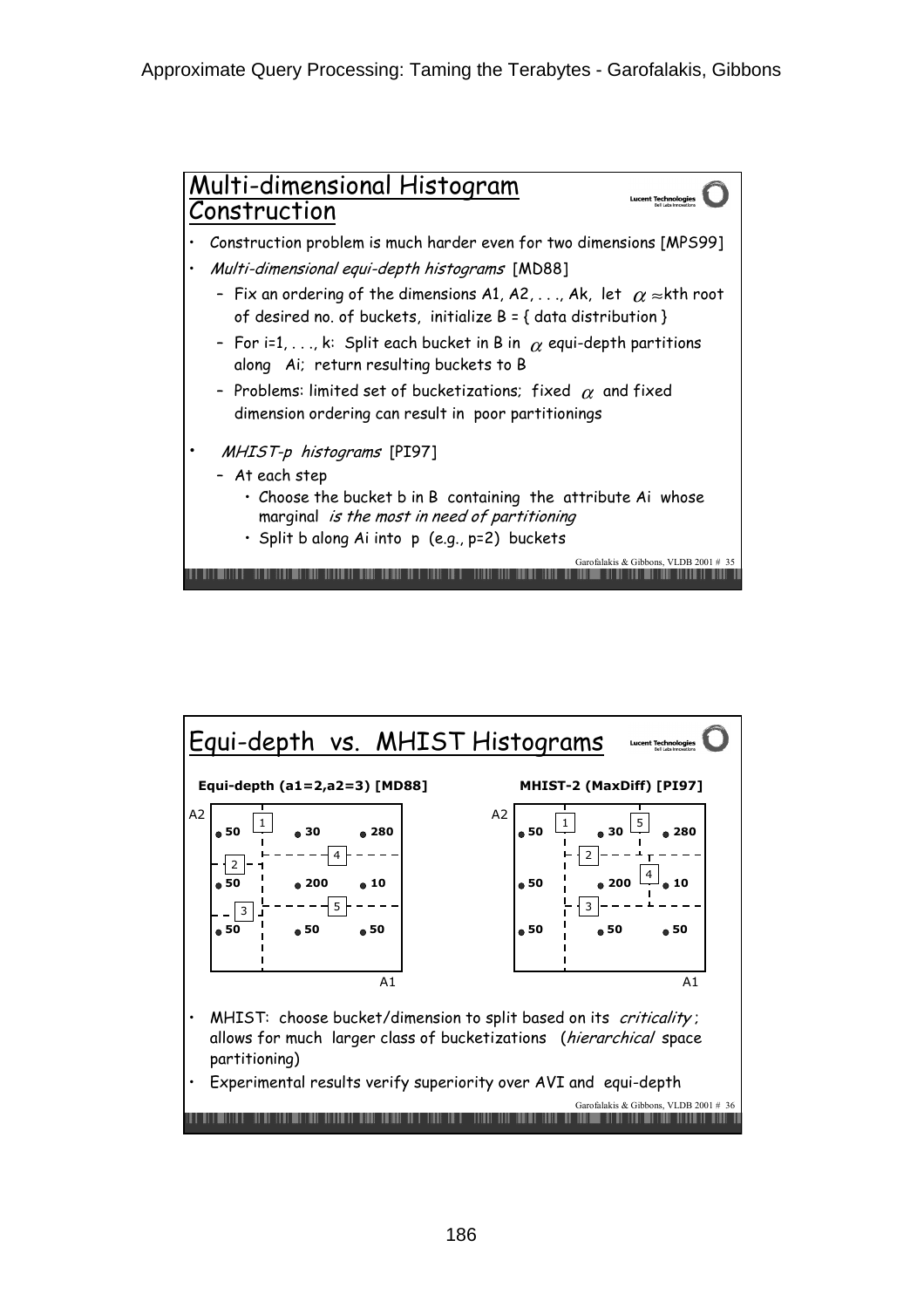## Multi-dimensional Histogram Construction

- Construction problem is much harder even for two dimensions [MPS99]
- *Multi-dimensional equi-depth histograms* [MD88]
  - Fix an ordering of the dimensions A1, A2, . . ., Ak, let $\alpha \approx$kth root of desired no. of buckets, initialize B = { data distribution }
  - For i=1, . . ., k: Split each bucket in B in $\alpha$ equi-depth partitions along Ai; return resulting buckets to B
  - Problems: limited set of bucketizations; fixed $\alpha$ and fixed dimension ordering can result in poor partitionings
- *MHIST-p histograms* [PI97]
  - At each step
    - Choose the bucket b in B containing the attribute Ai whose marginal *is the most in need of partitioning*
    - Split b along Ai into p (e.g., p=2) buckets

## Equi-depth vs. MHIST Histograms

**Equi-depth (a1=2,a2=3) [MD88]**

**MHIST-2 (MaxDiff) [PI97]**

- MHIST: choose bucket/dimension to split based on its *criticality* ; allows for much larger class of bucketizations (*hierarchical* space partitioning)
- Experimental results verify superiority over AVI and equi-depth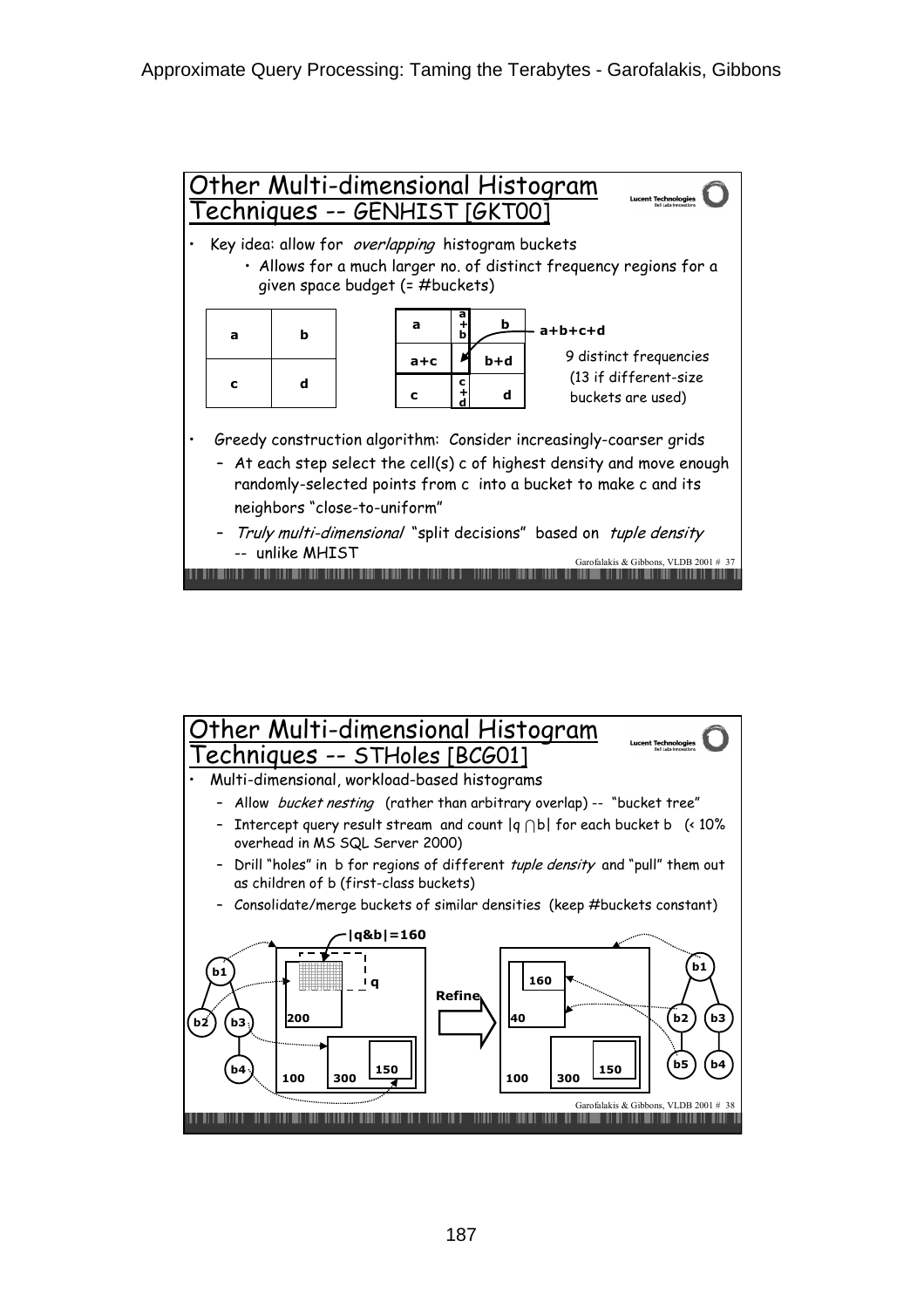## Other Multi-dimensional Histogram Techniques -- GENHIST [GKT00]

- Key idea: allow for *overlapping* histogram buckets
  - Allows for a much larger no. of distinct frequency regions for a given space budget (= #buckets)

| a | b |
|---|---|
| c | d |

| a | a+b | b |
|---|---|---|
| a+c | a+b+c+d | b+d |
| c | c+d | d |

9 distinct frequencies (13 if different-size buckets are used)

- Greedy construction algorithm: Consider increasingly-coarser grids
  - At each step select the cell(s) c of highest density and move enough randomly-selected points from c into a bucket to make c and its neighbors "close-to-uniform"
  - *Truly multi-dimensional* "split decisions" based on *tuple density* -- unlike MHIST

## Other Multi-dimensional Histogram Techniques -- STHoles [BCG01]

- Multi-dimensional, workload-based histograms
  - Allow *bucket nesting* (rather than arbitrary overlap) -- "bucket tree"
  - Intercept query result stream and count $|q \cap b|$ for each bucket b (< 10% overhead in MS SQL Server 2000)
  - Drill "holes" in b for regions of different *tuple density* and "pull" them out as children of b (first-class buckets)
  - Consolidate/merge buckets of similar densities (keep #buckets constant)

$|q\&b|=160$

Refine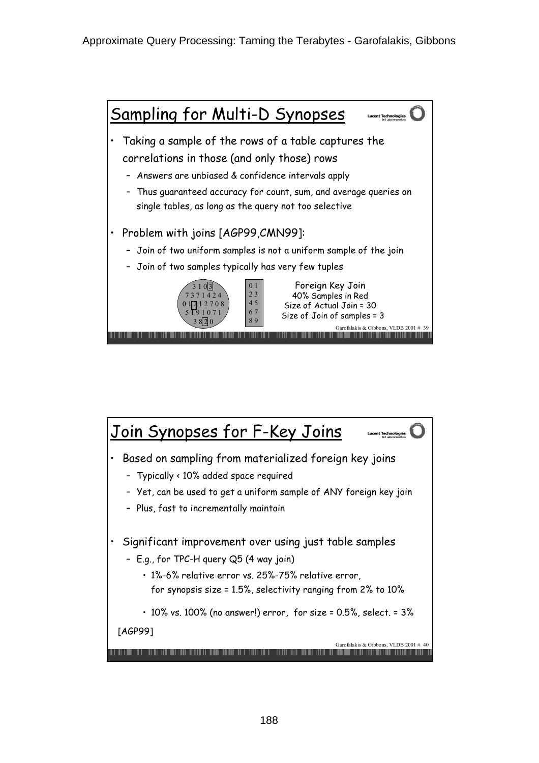## Sampling for Multi-D Synopses

- Taking a sample of the rows of a table captures the correlations in those (and only those) rows
  - Answers are unbiased & confidence intervals apply
  - Thus guaranteed accuracy for count, sum, and average queries on single tables, as long as the query not too selective
- Problem with joins [AGP99,CMN99]:
  - Join of two uniform samples is not a uniform sample of the join
  - Join of two samples typically has very few tuples

3 1 0 3
7 3 7 1 4 2 4
0 1 2 1 2 7 0 8
5 1 9 1 0 7 1
3 8 2 0

0 1
2 3
4 5
6 7
8 9

Foreign Key Join
40% Samples in Red
Size of Actual Join = 30
Size of Join of samples = 3

## Join Synopses for F-Key Joins

- Based on sampling from materialized foreign key joins
  - Typically < 10% added space required
  - Yet, can be used to get a uniform sample of ANY foreign key join
  - Plus, fast to incrementally maintain
- Significant improvement over using just table samples
  - E.g., for TPC-H query Q5 (4 way join)
    - 1%-6% relative error vs. 25%-75% relative error, for synopsis size = 1.5%, selectivity ranging from 2% to 10%
    - 10% vs. 100% (no answer!) error, for size = 0.5%, select. = 3%

[AGP99]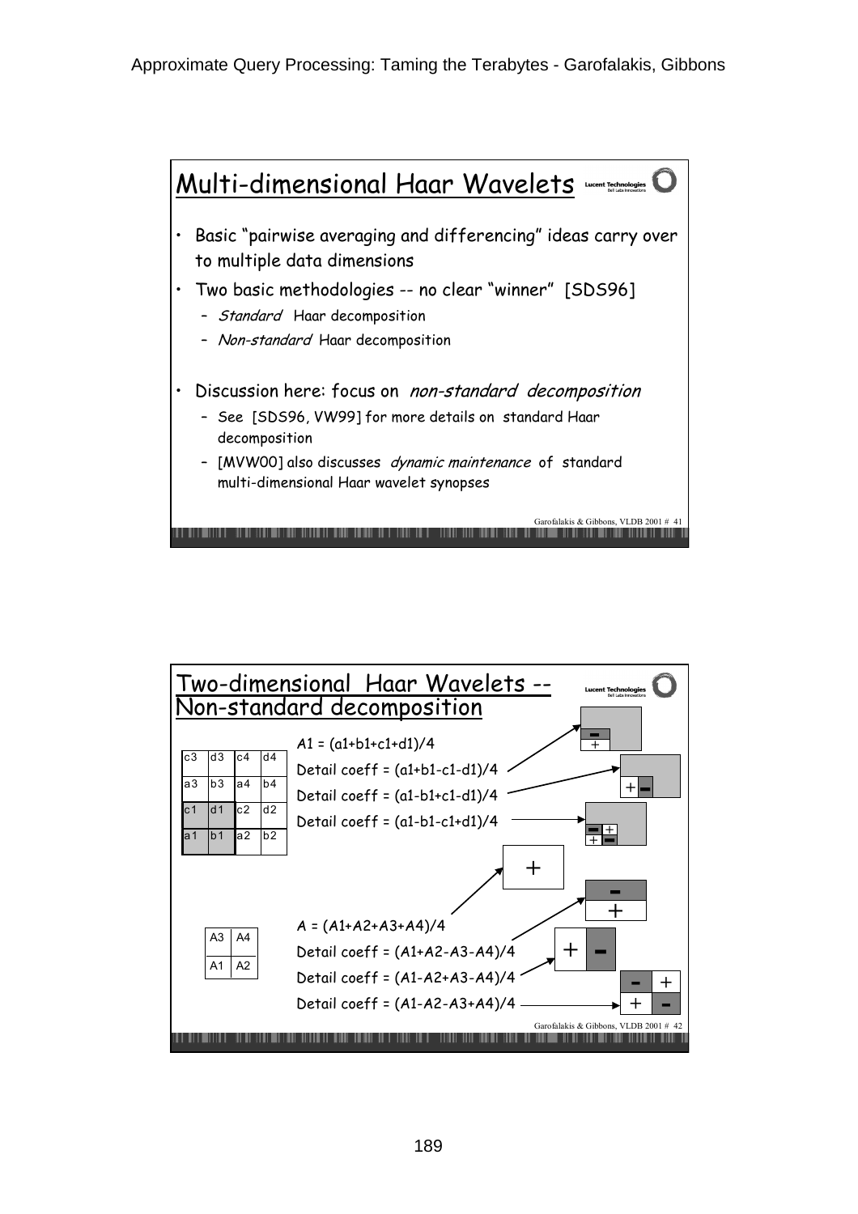## Multi-dimensional Haar Wavelets

- Basic "pairwise averaging and differencing" ideas carry over to multiple data dimensions
- Two basic methodologies -- no clear "winner" [SDS96]
  - *Standard* Haar decomposition
  - *Non-standard* Haar decomposition
- Discussion here: focus on *non-standard decomposition*
  - See [SDS96, VW99] for more details on standard Haar decomposition
  - [MVW00] also discusses *dynamic maintenance* of standard multi-dimensional Haar wavelet synopses

## Two-dimensional Haar Wavelets -- Non-standard decomposition

| | | | |
|---|---|---|---|
| c3 | d3 | c4 | d4 |
| a3 | b3 | a4 | b4 |
| c1 | d1 | c2 | d2 |
| a1 | b1 | a2 | b2 |

A1 = (a1+b1+c1+d1)/4

Detail coeff = (a1+b1-c1-d1)/4

Detail coeff = (a1-b1+c1-d1)/4

Detail coeff = (a1-b1-c1+d1)/4

| | |
|---|---|
| A3 | A4 |
| A1 | A2 |

A = (A1+A2+A3+A4)/4

Detail coeff = (A1+A2-A3-A4)/4

Detail coeff = (A1-A2+A3-A4)/4

Detail coeff = (A1-A2-A3+A4)/4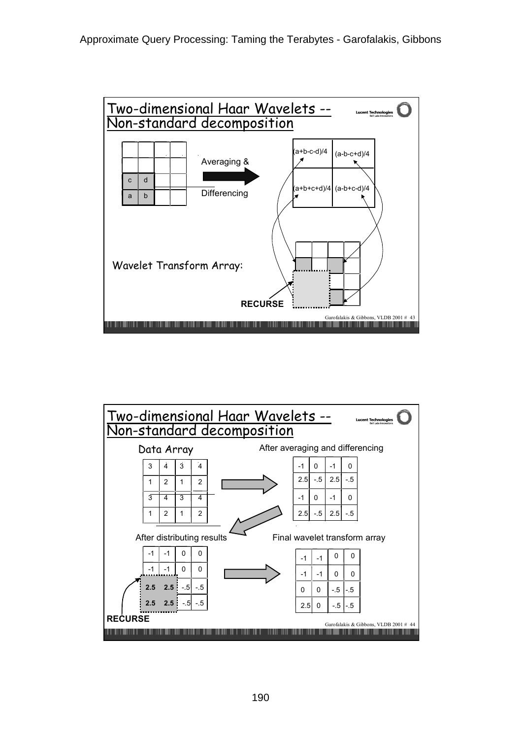## Two-dimensional Haar Wavelets -- Non-standard decomposition

| | | | |
|---|---|---|---|
| | | | |
| | | | |
| c | d | | |
| a | b | | |

Averaging & Differencing →

| | |
|---|---|
| (a+b-c-d)/4 | (a-b-c+d)/4 |
| (a+b+c+d)/4 | (a-b+c-d)/4 |

Wavelet Transform Array:

RECURSE

## Two-dimensional Haar Wavelets -- Non-standard decomposition

Data Array

| | | | |
|---|---|---|---|
| 3 | 4 | 3 | 4 |
| 1 | 2 | 1 | 2 |
| 3 | 4 | 3 | 4 |
| 1 | 2 | 1 | 2 |

After averaging and differencing

| | | | |
|---|---|---|---|
| -1 | 0 | -1 | 0 |
| 2.5 | -.5 | 2.5 | -.5 |
| -1 | 0 | -1 | 0 |
| 2.5 | -.5 | 2.5 | -.5 |

After distributing results

| | | | |
|---|---|---|---|
| -1 | -1 | 0 | 0 |
| -1 | -1 | 0 | 0 |
| **2.5** | **2.5** | -.5 | -.5 |
| **2.5** | **2.5** | -.5 | -.5 |

RECURSE

Final wavelet transform array

| | | | |
|---|---|---|---|
| -1 | -1 | 0 | 0 |
| -1 | -1 | 0 | 0 |
| 0 | 0 | -.5 | -.5 |
| 2.5 | 0 | -.5 | -.5 |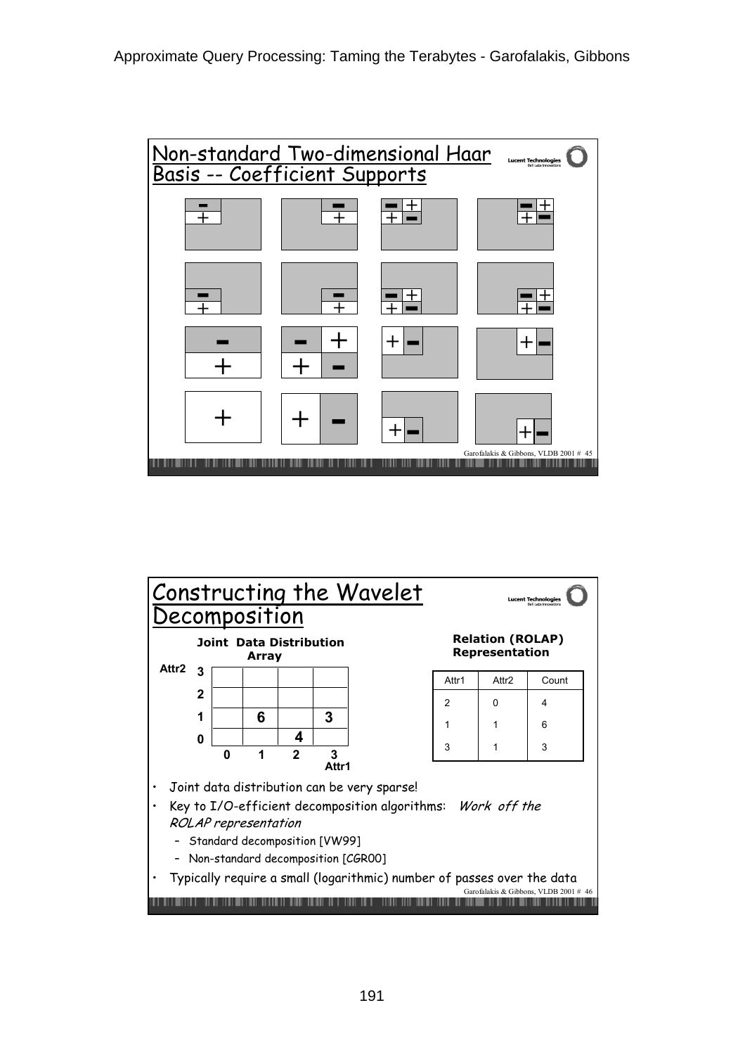## Non-standard Two-dimensional Haar Basis -- Coefficient Supports

## Constructing the Wavelet Decomposition

**Joint Data Distribution Array**

| Attr2 \ Attr1 | 0 | 1 | 2 | 3 |
|---|---|---|---|---|
| 3 | | | | |
| 2 | | | | |
| 1 | | 6 | | 3 |
| 0 | | | 4 | |

**Relation (ROLAP) Representation**

| Attr1 | Attr2 | Count |
|---|---|---|
| 2 | 0 | 4 |
| 1 | 1 | 6 |
| 3 | 1 | 3 |

- Joint data distribution can be very sparse!
- Key to I/O-efficient decomposition algorithms: *Work off the ROLAP representation*
  - Standard decomposition [VW99]
  - Non-standard decomposition [CGR00]
- Typically require a small (logarithmic) number of passes over the data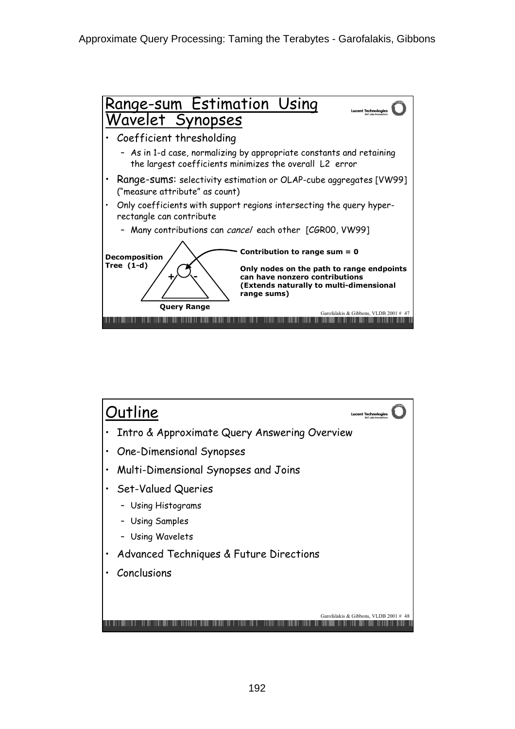## Range-sum Estimation Using Wavelet Synopses

- Coefficient thresholding
  - As in 1-d case, normalizing by appropriate constants and retaining the largest coefficients minimizes the overall L2 error
- Range-sums: selectivity estimation or OLAP-cube aggregates [VW99] ("measure attribute" as count)
- Only coefficients with support regions intersecting the query hyper-rectangle can contribute
  - Many contributions can *cancel* each other [CGR00, VW99]

**Decomposition Tree (1-d)**

**Contribution to range sum = 0**

**Only nodes on the path to range endpoints can have nonzero contributions (Extends naturally to multi-dimensional range sums)**

**Query Range**

## Outline

- Intro & Approximate Query Answering Overview
- One-Dimensional Synopses
- Multi-Dimensional Synopses and Joins
- Set-Valued Queries
  - Using Histograms
  - Using Samples
  - Using Wavelets
- Advanced Techniques & Future Directions
- Conclusions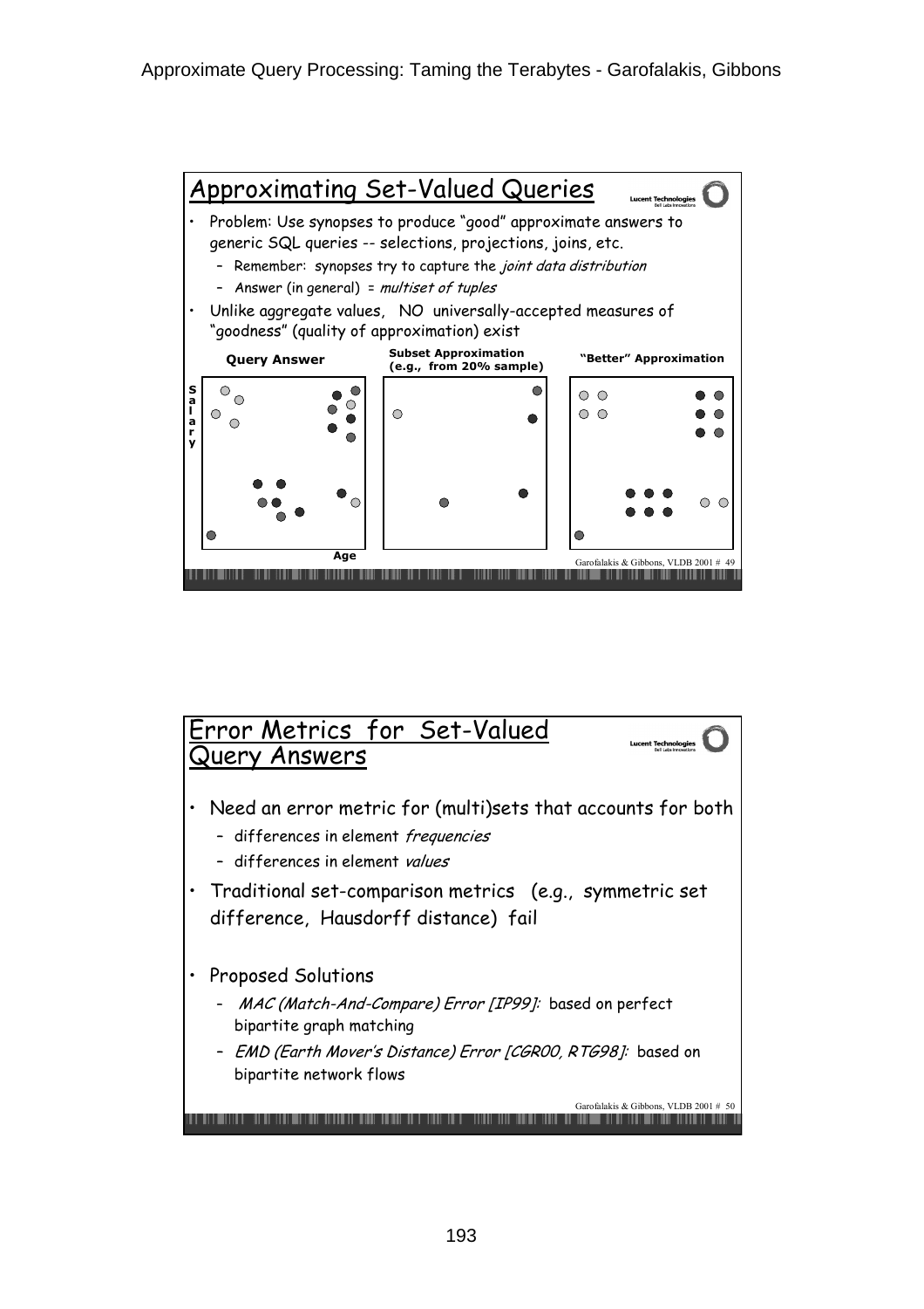## Approximating Set-Valued Queries

- Problem: Use synopses to produce "good" approximate answers to generic SQL queries -- selections, projections, joins, etc.
  - Remember: synopses try to capture the *joint data distribution*
  - Answer (in general) = *multiset of tuples*
- Unlike aggregate values, NO universally-accepted measures of "goodness" (quality of approximation) exist

| Query Answer | Subset Approximation (e.g., from 20% sample) | "Better" Approximation |
|---|---|---|

Salary

Age

## Error Metrics for Set-Valued Query Answers

- Need an error metric for (multi)sets that accounts for both
  - differences in element *frequencies*
  - differences in element *values*
- Traditional set-comparison metrics (e.g., symmetric set difference, Hausdorff distance) fail
- Proposed Solutions
  - *MAC (Match-And-Compare) Error [IP99]:* based on perfect bipartite graph matching
  - *EMD (Earth Mover's Distance) Error [CGR00, RTG98]:* based on bipartite network flows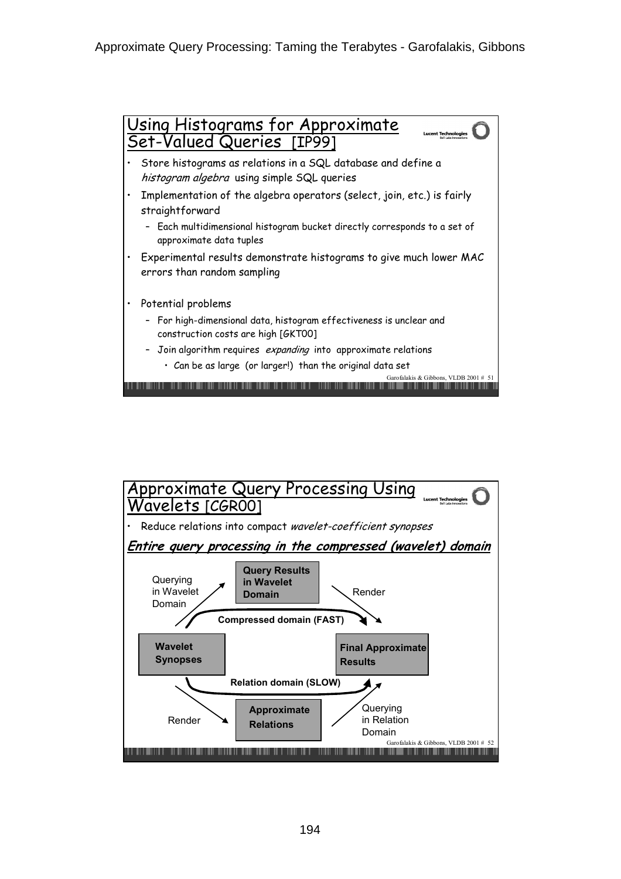## Using Histograms for Approximate Set-Valued Queries [IP99]

- Store histograms as relations in a SQL database and define a *histogram algebra* using simple SQL queries
- Implementation of the algebra operators (select, join, etc.) is fairly straightforward
  - Each multidimensional histogram bucket directly corresponds to a set of approximate data tuples
- Experimental results demonstrate histograms to give much lower MAC errors than random sampling
- Potential problems
  - For high-dimensional data, histogram effectiveness is unclear and construction costs are high [GKT00]
  - Join algorithm requires *expanding* into approximate relations
    - Can be as large (or larger!) than the original data set

Garofalakis & Gibbons, VLDB 2001 # 51

## Approximate Query Processing Using Wavelets [CGR00]

- Reduce relations into compact *wavelet-coefficient synopses*

***Entire query processing in the compressed (wavelet) domain***

Wavelet Synopses → (Querying in Wavelet Domain) → Query Results in Wavelet Domain → (Render) → Final Approximate Results

Compressed domain (FAST)

Wavelet Synopses → (Render) → Approximate Relations → (Querying in Relation Domain) → Final Approximate Results

Relation domain (SLOW)

Garofalakis & Gibbons, VLDB 2001 # 52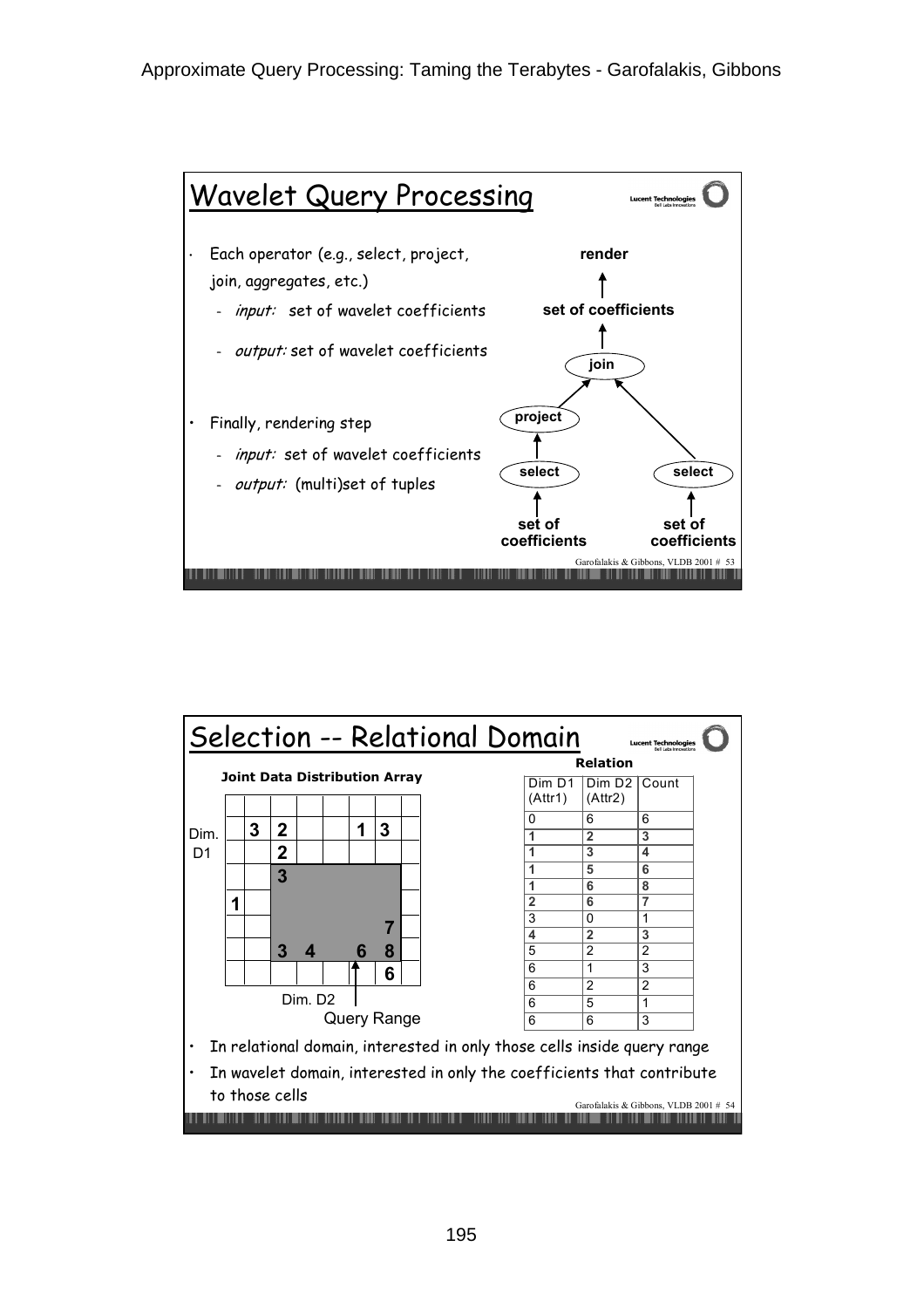## Wavelet Query Processing

- Each operator (e.g., select, project, join, aggregates, etc.)
  - *input:* set of wavelet coefficients
  - *output:* set of wavelet coefficients
- Finally, rendering step
  - *input:* set of wavelet coefficients
  - *output:* (multi)set of tuples

render ← set of coefficients ← join ← (project ← select ← set of coefficients), (select ← set of coefficients)

Garofalakis & Gibbons, VLDB 2001 # 53

## Selection -- Relational Domain

**Joint Data Distribution Array**

| | | | | | | | |
|---|---|---|---|---|---|---|---|
| | 3 | 2 | | | 1 | 3 | |
| | | 2 | | | | | |
| | | 3 | | | | | |
| 1 | | | | | | | |
| | | | | | | 7 | |
| | | 3 | 4 | | 6 | 8 | |
| | | | | | | 6 | |

Dim. D1 (rows), Dim. D2 (columns), Query Range

**Relation**

| Dim D1 (Attr1) | Dim D2 (Attr2) | Count |
|---|---|---|
| 0 | 6 | 6 |
| **1** | **2** | **3** |
| **1** | **3** | **4** |
| **1** | **5** | **6** |
| **1** | **6** | **8** |
| **2** | **6** | **7** |
| 3 | 0 | 1 |
| **4** | **2** | **3** |
| 5 | 2 | 2 |
| 6 | 1 | 3 |
| 6 | 2 | 2 |
| 6 | 5 | 1 |
| 6 | 6 | 3 |

- In relational domain, interested in only those cells inside query range
- In wavelet domain, interested in only the coefficients that contribute to those cells

Garofalakis & Gibbons, VLDB 2001 # 54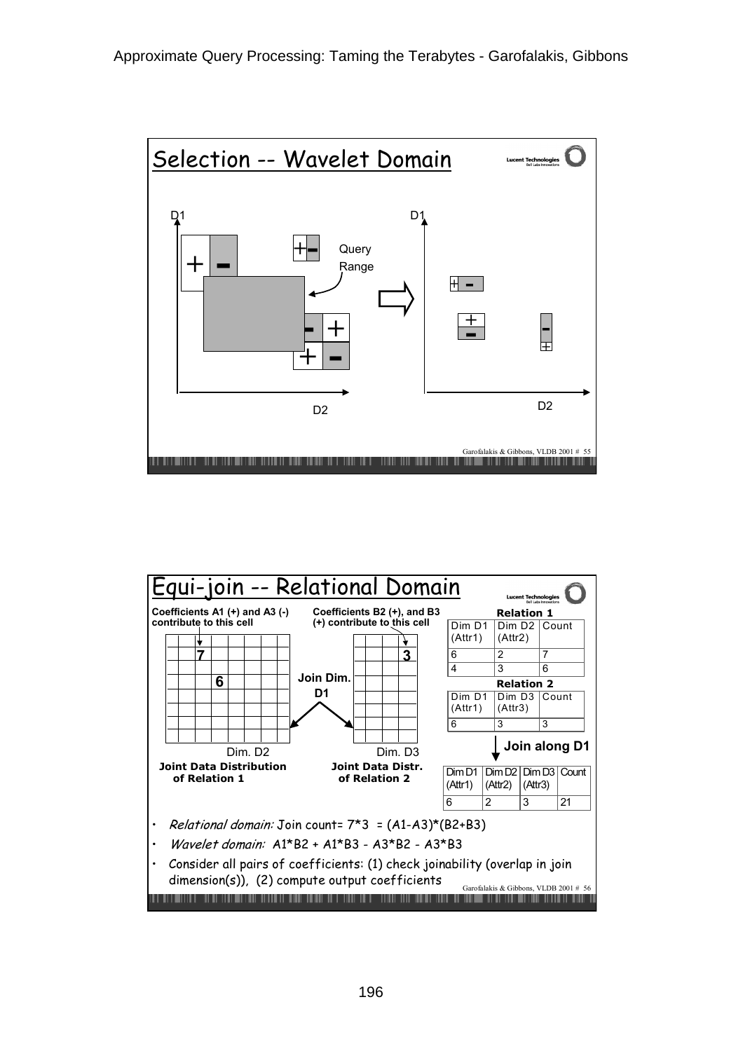## Selection -- Wavelet Domain

D1

Query Range

D2

## Equi-join -- Relational Domain

**Coefficients A1 (+) and A3 (-) contribute to this cell**

**Coefficients B2 (+), and B3 (+) contribute to this cell**

Join Dim. D1

Dim. D2 — **Joint Data Distribution of Relation 1**

Dim. D3 — **Joint Data Distr. of Relation 2**

**Relation 1**

| Dim D1 (Attr1) | Dim D2 (Attr2) | Count |
|---|---|---|
| 6 | 2 | 7 |
| 4 | 3 | 6 |

**Relation 2**

| Dim D1 (Attr1) | Dim D3 (Attr3) | Count |
|---|---|---|
| 6 | 3 | 3 |

**Join along D1**

| Dim D1 (Attr1) | Dim D2 (Attr2) | Dim D3 (Attr3) | Count |
|---|---|---|---|
| 6 | 2 | 3 | 21 |

- *Relational domain:* Join count= 7*3 = (A1-A3)*(B2+B3)
- *Wavelet domain:* A1*B2 + A1*B3 - A3*B2 - A3*B3
- Consider all pairs of coefficients: (1) check joinability (overlap in join dimension(s)), (2) compute output coefficients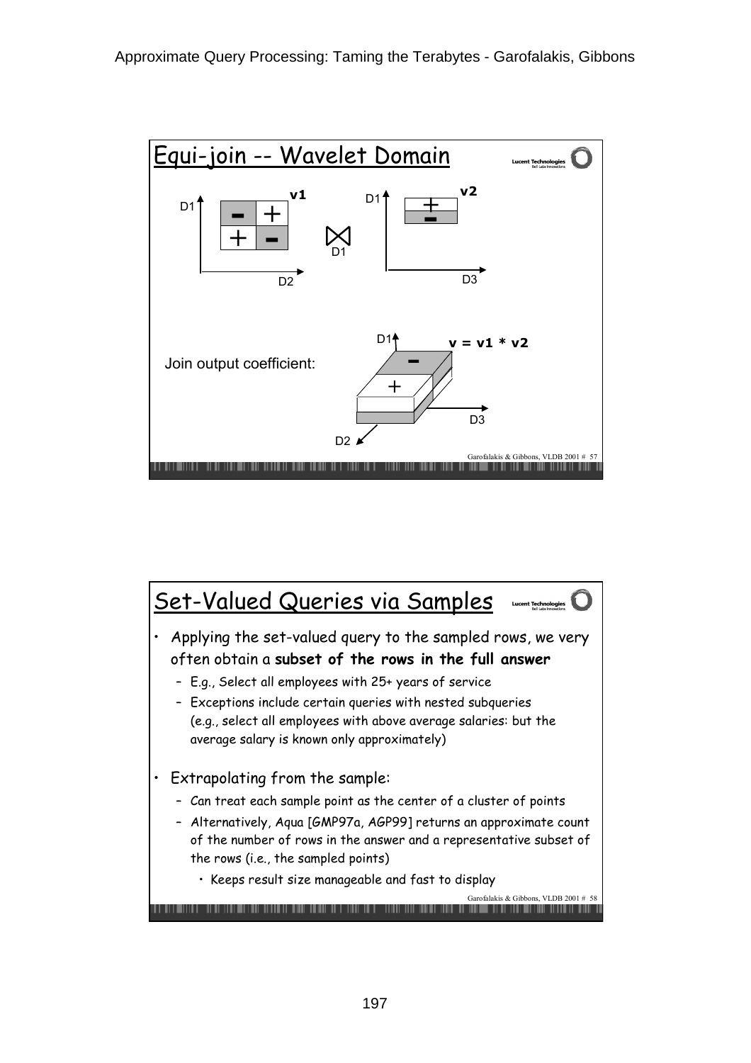## Equi-join -- Wavelet Domain

v1 ⋈ (D1) v2

Join output coefficient: v = v1 * v2

## Set-Valued Queries via Samples

- Applying the set-valued query to the sampled rows, we very often obtain a **subset of the rows in the full answer**
  - E.g., Select all employees with 25+ years of service
  - Exceptions include certain queries with nested subqueries (e.g., select all employees with above average salaries: but the average salary is known only approximately)
- Extrapolating from the sample:
  - Can treat each sample point as the center of a cluster of points
  - Alternatively, Aqua [GMP97a, AGP99] returns an approximate count of the number of rows in the answer and a representative subset of the rows (i.e., the sampled points)
    - Keeps result size manageable and fast to display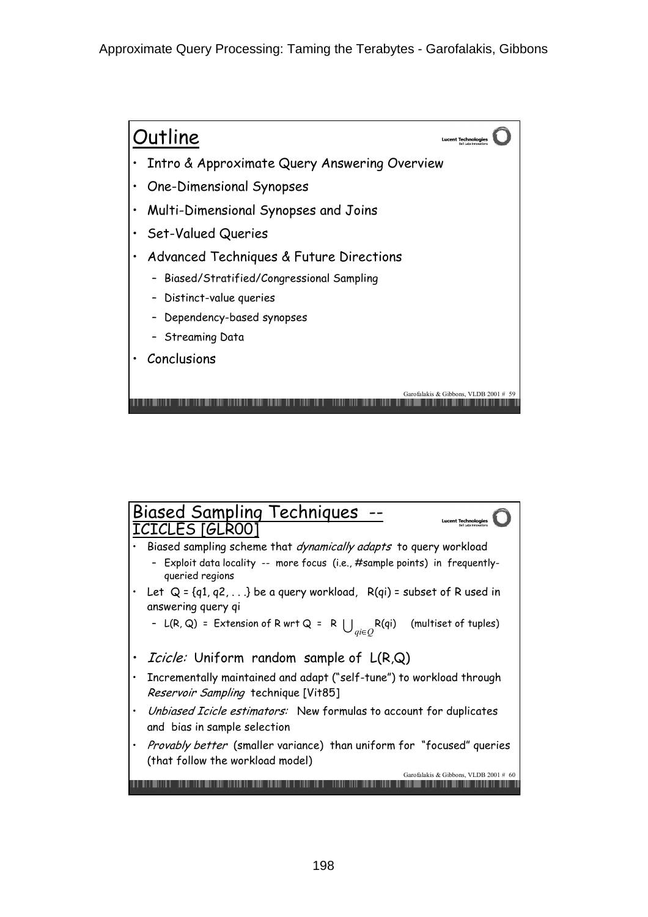## Outline

- Intro & Approximate Query Answering Overview
- One-Dimensional Synopses
- Multi-Dimensional Synopses and Joins
- Set-Valued Queries
- Advanced Techniques & Future Directions
  - Biased/Stratified/Congressional Sampling
  - Distinct-value queries
  - Dependency-based synopses
  - Streaming Data
- Conclusions

## Biased Sampling Techniques -- ICICLES [GLR00]

- Biased sampling scheme that *dynamically adapts* to query workload
  - Exploit data locality -- more focus (i.e., #sample points) in frequently-queried regions
- Let Q = {q1, q2, . . .} be a query workload, R(qi) = subset of R used in answering query qi
  - L(R, Q) = Extension of R wrt Q = R $\bigcup_{qi \in Q}$ R(qi) (multiset of tuples)
- *Icicle:* Uniform random sample of L(R,Q)
- Incrementally maintained and adapt ("self-tune") to workload through *Reservoir Sampling* technique [Vit85]
- *Unbiased Icicle estimators:* New formulas to account for duplicates and bias in sample selection
- *Provably better* (smaller variance) than uniform for "focused" queries (that follow the workload model)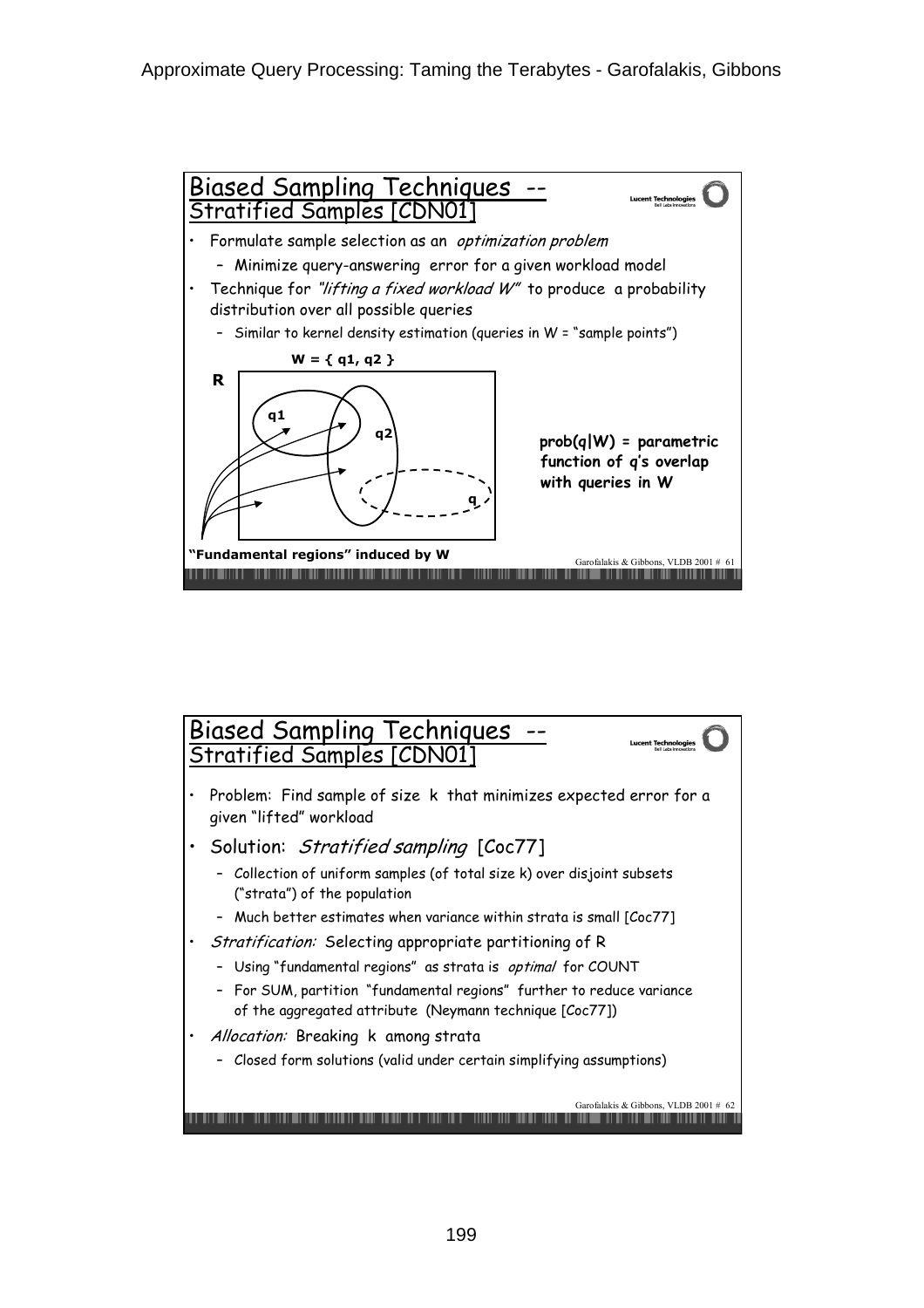## Biased Sampling Techniques -- Stratified Samples [CDN01]

- Formulate sample selection as an *optimization problem*
  - Minimize query-answering error for a given workload model
- Technique for *"lifting a fixed workload W"* to produce a probability distribution over all possible queries
  - Similar to kernel density estimation (queries in W = "sample points")

**W = { q1, q2 }**

R

q1

q2

q

**prob(q|W) = parametric function of q's overlap with queries in W**

**"Fundamental regions" induced by W**

## Biased Sampling Techniques -- Stratified Samples [CDN01]

- Problem: Find sample of size k that minimizes expected error for a given "lifted" workload
- Solution: *Stratified sampling* [Coc77]
  - Collection of uniform samples (of total size k) over disjoint subsets ("strata") of the population
  - Much better estimates when variance within strata is small [Coc77]
- *Stratification:* Selecting appropriate partitioning of R
  - Using "fundamental regions" as strata is *optimal* for COUNT
  - For SUM, partition "fundamental regions" further to reduce variance of the aggregated attribute (Neymann technique [Coc77])
- *Allocation:* Breaking k among strata
  - Closed form solutions (valid under certain simplifying assumptions)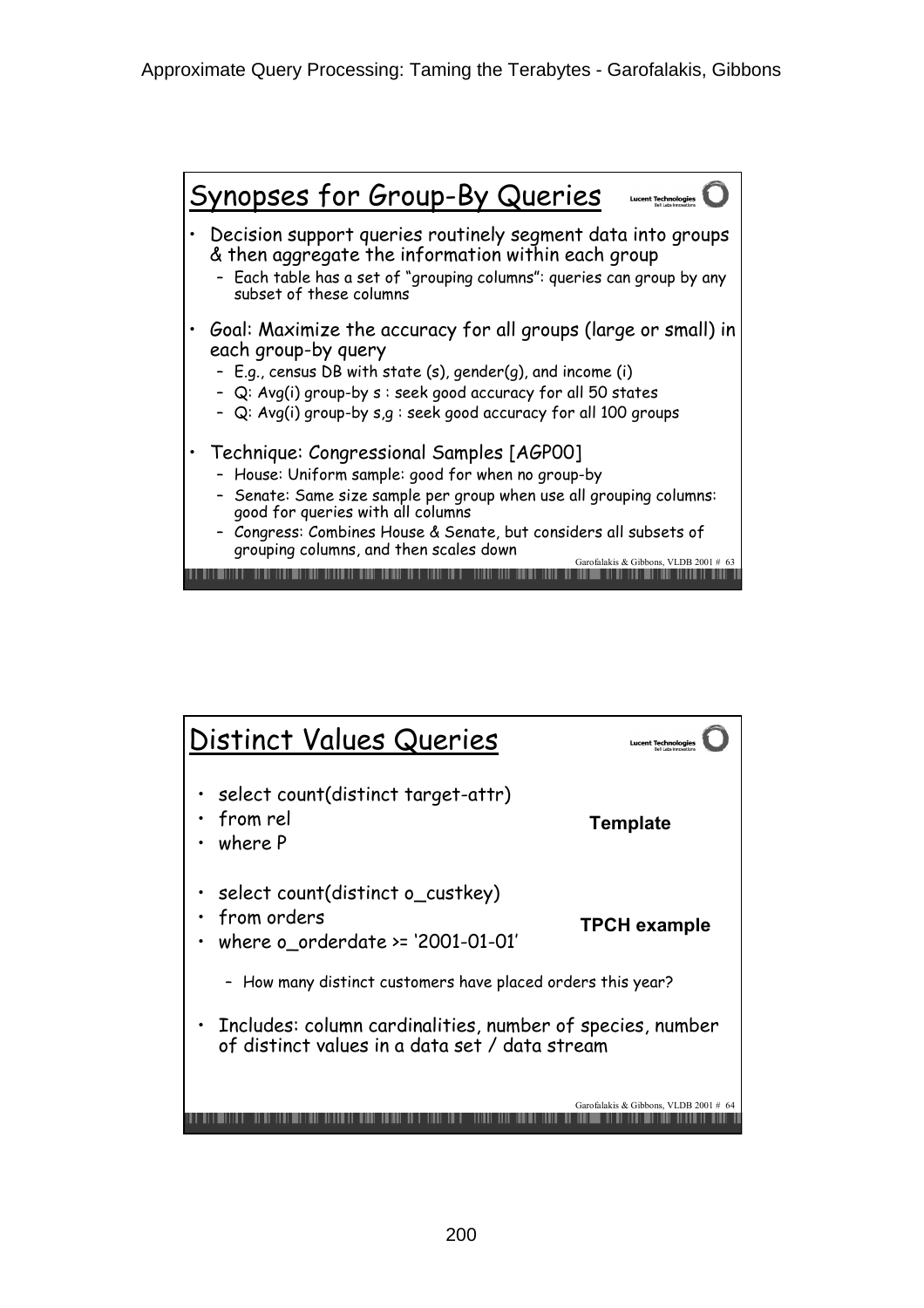## Synopses for Group-By Queries

- Decision support queries routinely segment data into groups & then aggregate the information within each group
  - Each table has a set of "grouping columns": queries can group by any subset of these columns
- Goal: Maximize the accuracy for all groups (large or small) in each group-by query
  - E.g., census DB with state (s), gender(g), and income (i)
  - Q: Avg(i) group-by s : seek good accuracy for all 50 states
  - Q: Avg(i) group-by s,g : seek good accuracy for all 100 groups
- Technique: Congressional Samples [AGP00]
  - House: Uniform sample: good for when no group-by
  - Senate: Same size sample per group when use all grouping columns: good for queries with all columns
  - Congress: Combines House & Senate, but considers all subsets of grouping columns, and then scales down

## Distinct Values Queries

- select count(distinct target-attr)
- from rel
- where P

**Template**

- select count(distinct o_custkey)
- from orders
- where o_orderdate >= '2001-01-01'

**TPCH example**

  - How many distinct customers have placed orders this year?

- Includes: column cardinalities, number of species, number of distinct values in a data set / data stream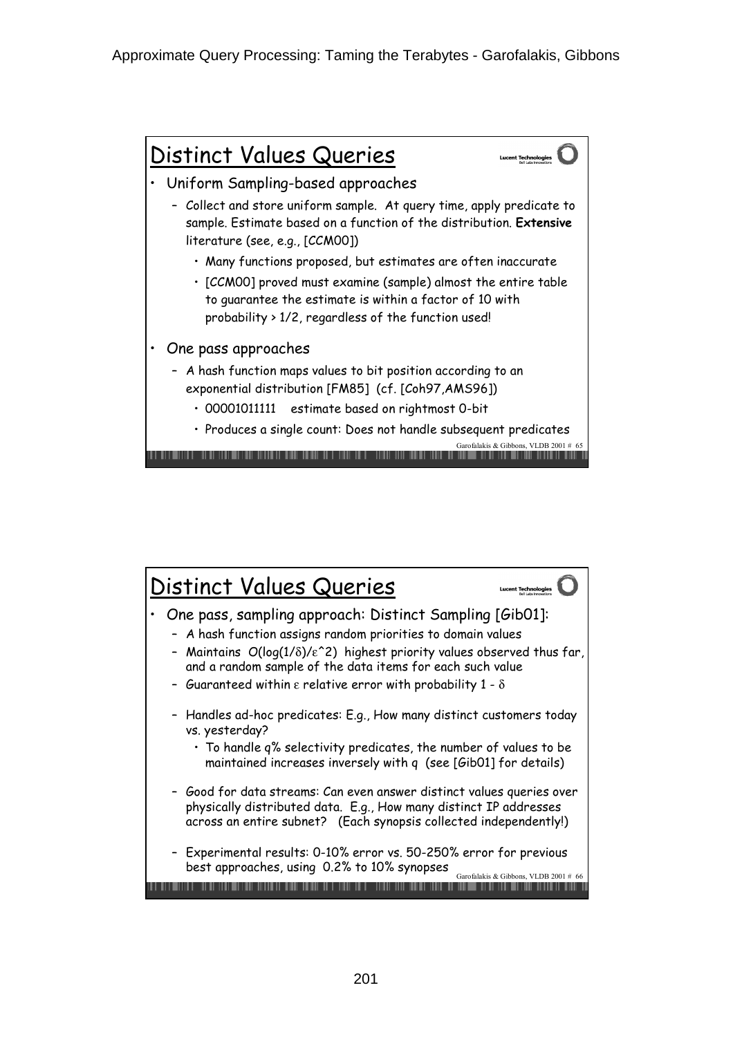## Distinct Values Queries

- Uniform Sampling-based approaches
  - Collect and store uniform sample. At query time, apply predicate to sample. Estimate based on a function of the distribution. **Extensive** literature (see, e.g., [CCM00])
    - Many functions proposed, but estimates are often inaccurate
    - [CCM00] proved must examine (sample) almost the entire table to guarantee the estimate is within a factor of 10 with probability > 1/2, regardless of the function used!
- One pass approaches
  - A hash function maps values to bit position according to an exponential distribution [FM85] (cf. [Coh97,AMS96])
    - 00001011111 estimate based on rightmost 0-bit
    - Produces a single count: Does not handle subsequent predicates

## Distinct Values Queries

- One pass, sampling approach: Distinct Sampling [Gib01]:
  - A hash function assigns random priorities to domain values
  - Maintains $O(\log(1/\delta)/\varepsilon^2)$ highest priority values observed thus far, and a random sample of the data items for each such value
  - Guaranteed within $\varepsilon$ relative error with probability $1 - \delta$
  - Handles ad-hoc predicates: E.g., How many distinct customers today vs. yesterday?
    - To handle q% selectivity predicates, the number of values to be maintained increases inversely with q (see [Gib01] for details)
  - Good for data streams: Can even answer distinct values queries over physically distributed data. E.g., How many distinct IP addresses across an entire subnet? (Each synopsis collected independently!)
  - Experimental results: 0-10% error vs. 50-250% error for previous best approaches, using 0.2% to 10% synopses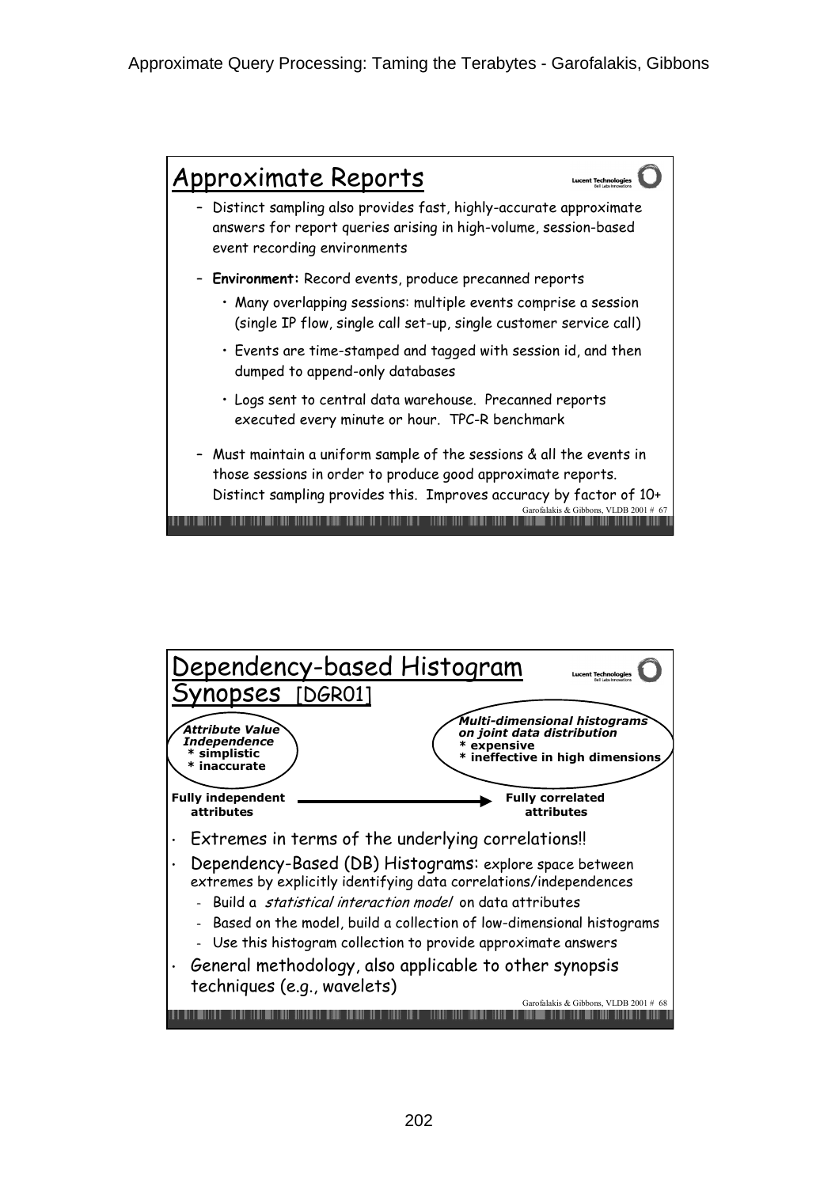## Approximate Reports

- Distinct sampling also provides fast, highly-accurate approximate answers for report queries arising in high-volume, session-based event recording environments
- **Environment:** Record events, produce precanned reports
  - Many overlapping sessions: multiple events comprise a session (single IP flow, single call set-up, single customer service call)
  - Events are time-stamped and tagged with session id, and then dumped to append-only databases
  - Logs sent to central data warehouse. Precanned reports executed every minute or hour. TPC-R benchmark
- Must maintain a uniform sample of the sessions & all the events in those sessions in order to produce good approximate reports. Distinct sampling provides this. Improves accuracy by factor of 10+

## Dependency-based Histogram Synopses [DGR01]

***Attribute Value Independence***
**\* simplistic**
**\* inaccurate**

***Multi-dimensional histograms on joint data distribution***
**\* expensive**
**\* ineffective in high dimensions**

**Fully independent attributes** ⟶ **Fully correlated attributes**

- Extremes in terms of the underlying correlations!!
- Dependency-Based (DB) Histograms: explore space between extremes by explicitly identifying data correlations/independences
  - Build a *statistical interaction model* on data attributes
  - Based on the model, build a collection of low-dimensional histograms
  - Use this histogram collection to provide approximate answers
- General methodology, also applicable to other synopsis techniques (e.g., wavelets)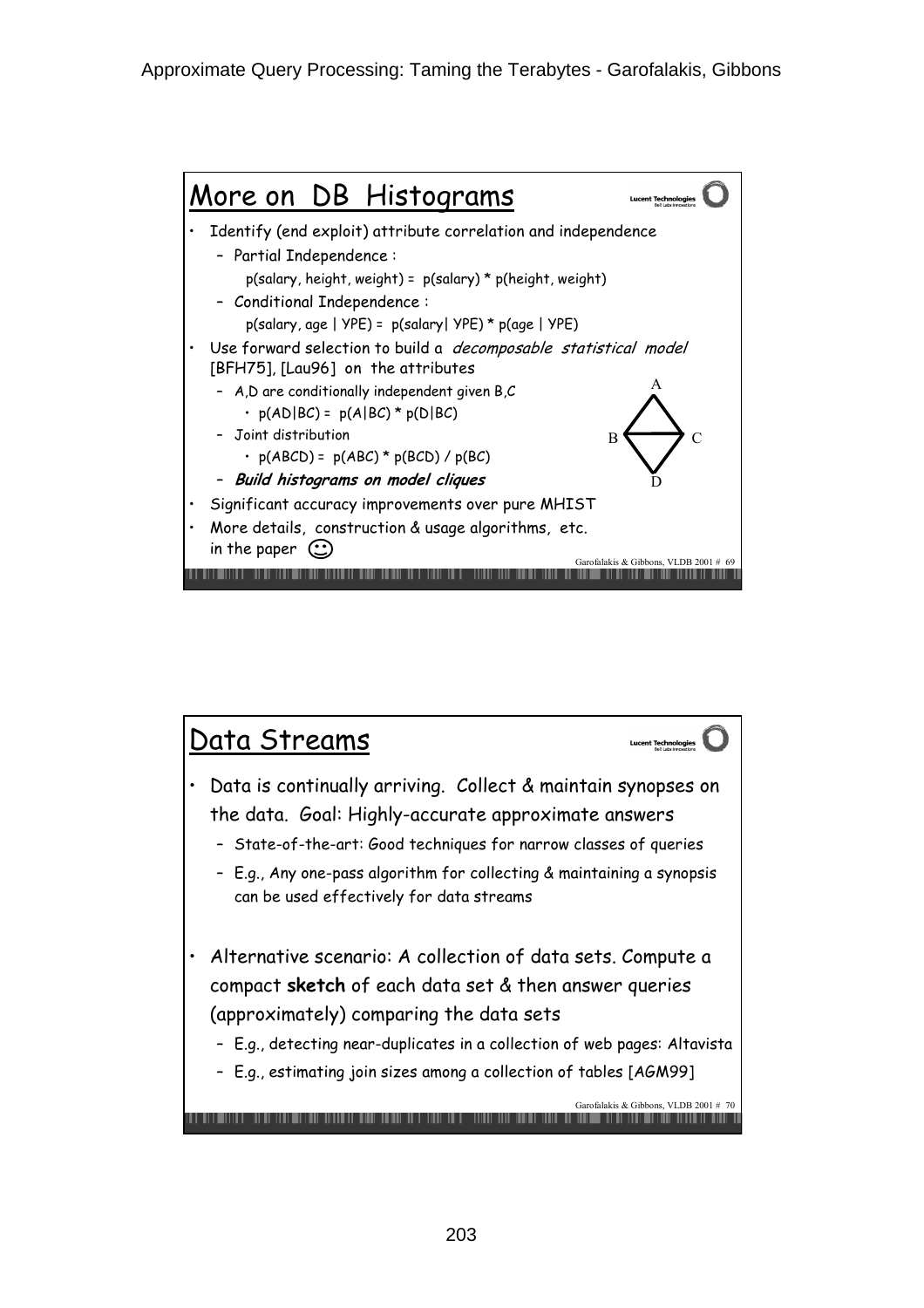## More on DB Histograms

- Identify (end exploit) attribute correlation and independence
  - Partial Independence :
    - p(salary, height, weight) = p(salary) * p(height, weight)
  - Conditional Independence :
    - p(salary, age | YPE) = p(salary| YPE) * p(age | YPE)
- Use forward selection to build a *decomposable statistical model* [BFH75], [Lau96] on the attributes
  - A,D are conditionally independent given B,C
    - p(AD|BC) = p(A|BC) * p(D|BC)
  - Joint distribution
    - p(ABCD) = p(ABC) * p(BCD) / p(BC)
  - ***Build histograms on model cliques***
- Significant accuracy improvements over pure MHIST
- More details, construction & usage algorithms, etc. in the paper ☺

A, B, C, D

## Data Streams

- Data is continually arriving. Collect & maintain synopses on the data. Goal: Highly-accurate approximate answers
  - State-of-the-art: Good techniques for narrow classes of queries
  - E.g., Any one-pass algorithm for collecting & maintaining a synopsis can be used effectively for data streams
- Alternative scenario: A collection of data sets. Compute a compact **sketch** of each data set & then answer queries (approximately) comparing the data sets
  - E.g., detecting near-duplicates in a collection of web pages: Altavista
  - E.g., estimating join sizes among a collection of tables [AGM99]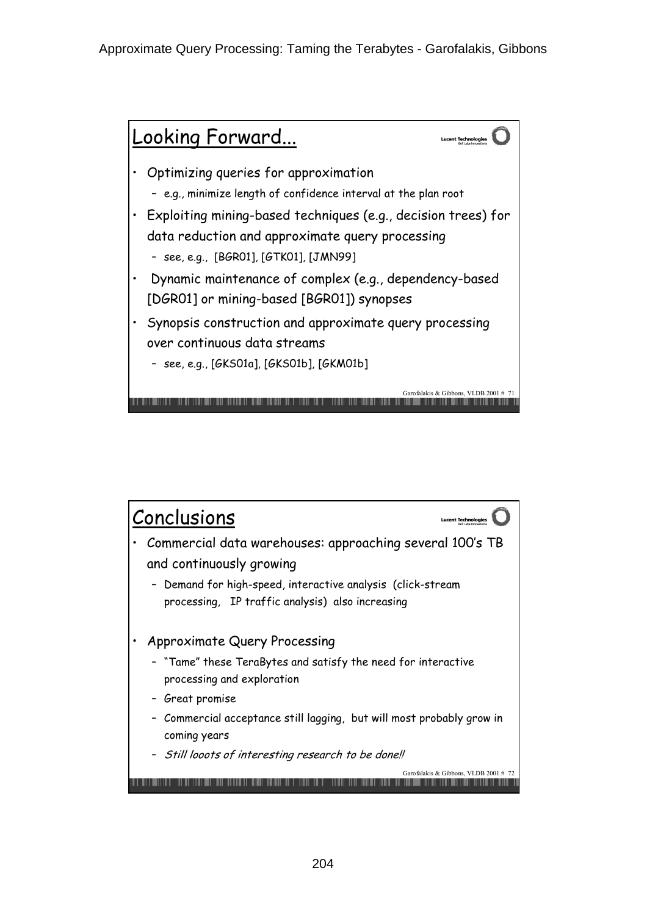## Looking Forward...

- Optimizing queries for approximation
  - e.g., minimize length of confidence interval at the plan root
- Exploiting mining-based techniques (e.g., decision trees) for data reduction and approximate query processing
  - see, e.g., [BGR01], [GTK01], [JMN99]
- Dynamic maintenance of complex (e.g., dependency-based [DGR01] or mining-based [BGR01]) synopses
- Synopsis construction and approximate query processing over continuous data streams
  - see, e.g., [GKS01a], [GKS01b], [GKM01b]

## Conclusions

- Commercial data warehouses: approaching several 100's TB and continuously growing
  - Demand for high-speed, interactive analysis (click-stream processing, IP traffic analysis) also increasing
- Approximate Query Processing
  - "Tame" these TeraBytes and satisfy the need for interactive processing and exploration
  - Great promise
  - Commercial acceptance still lagging, but will most probably grow in coming years
  - *Still looots of interesting research to be done!!*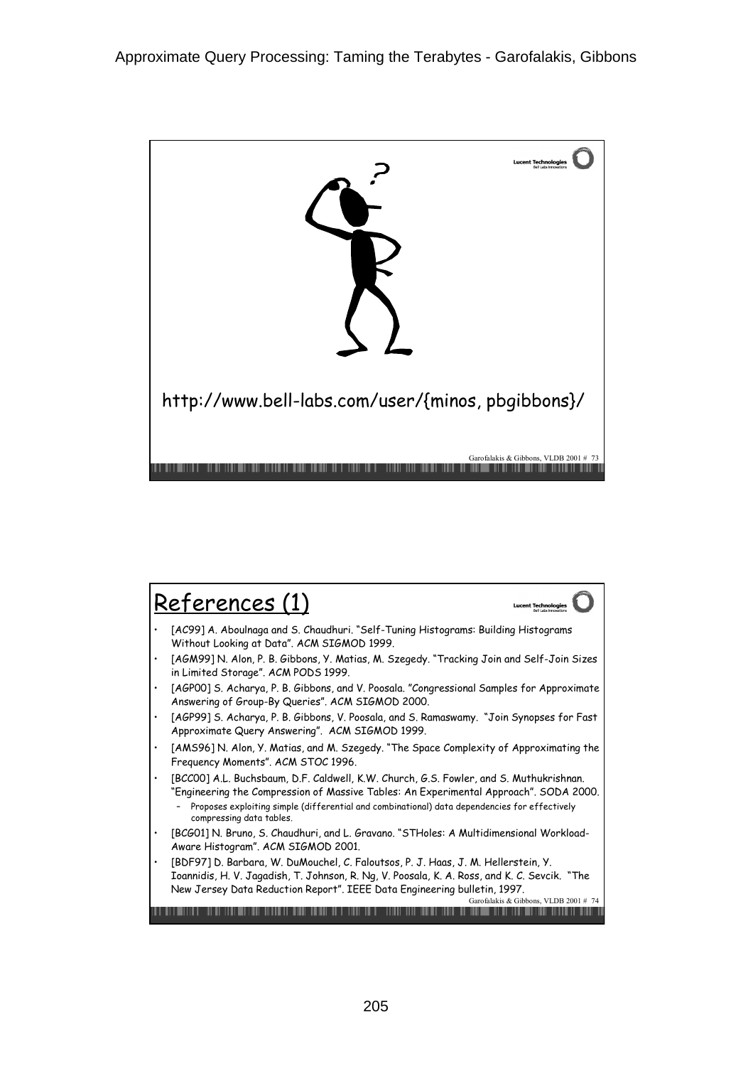http://www.bell-labs.com/user/{minos, pbgibbons}/

## References (1)

- [AC99] A. Aboulnaga and S. Chaudhuri. "Self-Tuning Histograms: Building Histograms Without Looking at Data". ACM SIGMOD 1999.
- [AGM99] N. Alon, P. B. Gibbons, Y. Matias, M. Szegedy. "Tracking Join and Self-Join Sizes in Limited Storage". ACM PODS 1999.
- [AGP00] S. Acharya, P. B. Gibbons, and V. Poosala. "Congressional Samples for Approximate Answering of Group-By Queries". ACM SIGMOD 2000.
- [AGP99] S. Acharya, P. B. Gibbons, V. Poosala, and S. Ramaswamy. "Join Synopses for Fast Approximate Query Answering". ACM SIGMOD 1999.
- [AMS96] N. Alon, Y. Matias, and M. Szegedy. "The Space Complexity of Approximating the Frequency Moments". ACM STOC 1996.
- [BCC00] A.L. Buchsbaum, D.F. Caldwell, K.W. Church, G.S. Fowler, and S. Muthukrishnan. "Engineering the Compression of Massive Tables: An Experimental Approach". SODA 2000.
  - Proposes exploiting simple (differential and combinational) data dependencies for effectively compressing data tables.
- [BCG01] N. Bruno, S. Chaudhuri, and L. Gravano. "STHoles: A Multidimensional Workload-Aware Histogram". ACM SIGMOD 2001.
- [BDF97] D. Barbara, W. DuMouchel, C. Faloutsos, P. J. Haas, J. M. Hellerstein, Y. Ioannidis, H. V. Jagadish, T. Johnson, R. Ng, V. Poosala, K. A. Ross, and K. C. Sevcik. "The New Jersey Data Reduction Report". IEEE Data Engineering bulletin, 1997.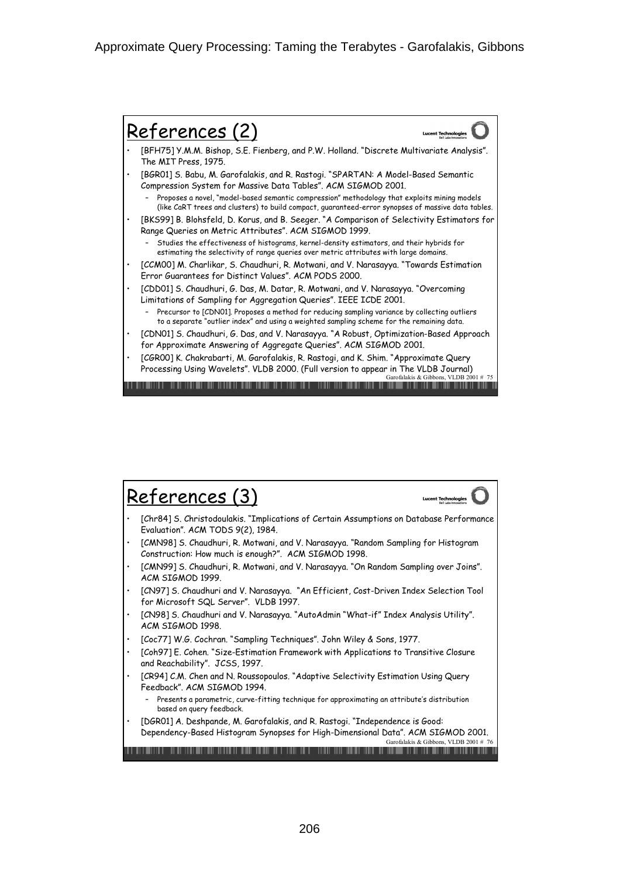## References (2)

- [BFH75] Y.M.M. Bishop, S.E. Fienberg, and P.W. Holland. "Discrete Multivariate Analysis". The MIT Press, 1975.
- [BGR01] S. Babu, M. Garofalakis, and R. Rastogi. "SPARTAN: A Model-Based Semantic Compression System for Massive Data Tables". ACM SIGMOD 2001.
  - Proposes a novel, "model-based semantic compression" methodology that exploits mining models (like CaRT trees and clusters) to build compact, guaranteed-error synopses of massive data tables.
- [BKS99] B. Blohsfeld, D. Korus, and B. Seeger. "A Comparison of Selectivity Estimators for Range Queries on Metric Attributes". ACM SIGMOD 1999.
  - Studies the effectiveness of histograms, kernel-density estimators, and their hybrids for estimating the selectivity of range queries over metric attributes with large domains.
- [CCM00] M. Charlikar, S. Chaudhuri, R. Motwani, and V. Narasayya. "Towards Estimation Error Guarantees for Distinct Values". ACM PODS 2000.
- [CDD01] S. Chaudhuri, G. Das, M. Datar, R. Motwani, and V. Narasayya. "Overcoming Limitations of Sampling for Aggregation Queries". IEEE ICDE 2001.
  - Precursor to [CDN01]. Proposes a method for reducing sampling variance by collecting outliers to a separate "outlier index" and using a weighted sampling scheme for the remaining data.
- [CDN01] S. Chaudhuri, G. Das, and V. Narasayya. "A Robust, Optimization-Based Approach for Approximate Answering of Aggregate Queries". ACM SIGMOD 2001.
- [CGR00] K. Chakrabarti, M. Garofalakis, R. Rastogi, and K. Shim. "Approximate Query Processing Using Wavelets". VLDB 2000. (Full version to appear in The VLDB Journal)

## References (3)

- [Chr84] S. Christodoulakis. "Implications of Certain Assumptions on Database Performance Evaluation". ACM TODS 9(2), 1984.
- [CMN98] S. Chaudhuri, R. Motwani, and V. Narasayya. "Random Sampling for Histogram Construction: How much is enough?". ACM SIGMOD 1998.
- [CMN99] S. Chaudhuri, R. Motwani, and V. Narasayya. "On Random Sampling over Joins". ACM SIGMOD 1999.
- [CN97] S. Chaudhuri and V. Narasayya. "An Efficient, Cost-Driven Index Selection Tool for Microsoft SQL Server". VLDB 1997.
- [CN98] S. Chaudhuri and V. Narasayya. "AutoAdmin "What-if" Index Analysis Utility". ACM SIGMOD 1998.
- [Coc77] W.G. Cochran. "Sampling Techniques". John Wiley & Sons, 1977.
- [Coh97] E. Cohen. "Size-Estimation Framework with Applications to Transitive Closure and Reachability". JCSS, 1997.
- [CR94] C.M. Chen and N. Roussopoulos. "Adaptive Selectivity Estimation Using Query Feedback". ACM SIGMOD 1994.
  - Presents a parametric, curve-fitting technique for approximating an attribute's distribution based on query feedback.
- [DGR01] A. Deshpande, M. Garofalakis, and R. Rastogi. "Independence is Good: Dependency-Based Histogram Synopses for High-Dimensional Data". ACM SIGMOD 2001.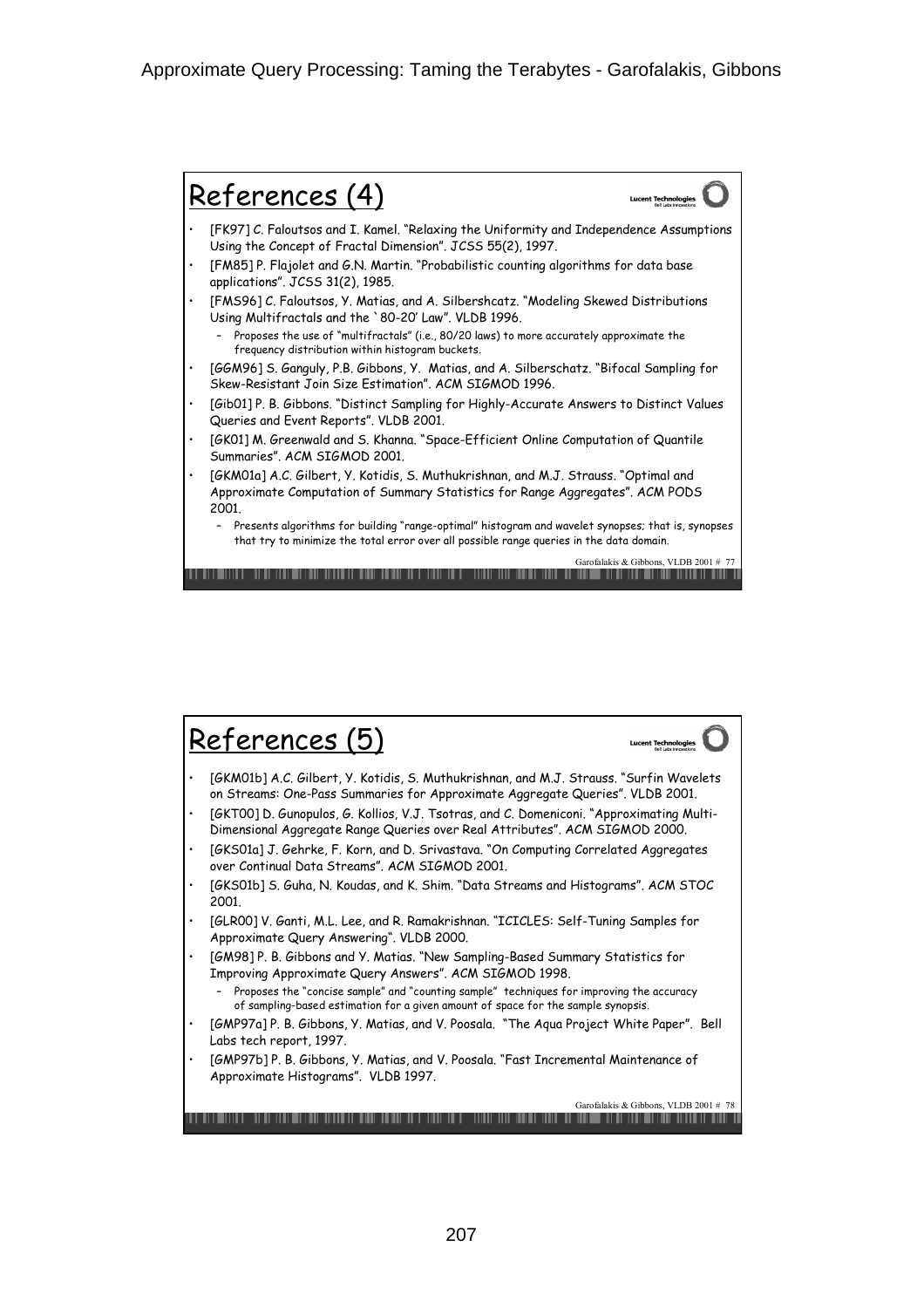## References (4)

- [FK97] C. Faloutsos and I. Kamel. "Relaxing the Uniformity and Independence Assumptions Using the Concept of Fractal Dimension". JCSS 55(2), 1997.
- [FM85] P. Flajolet and G.N. Martin. "Probabilistic counting algorithms for data base applications". JCSS 31(2), 1985.
- [FMS96] C. Faloutsos, Y. Matias, and A. Silbershcatz. "Modeling Skewed Distributions Using Multifractals and the `80-20' Law". VLDB 1996.
  - Proposes the use of "multifractals" (i.e., 80/20 laws) to more accurately approximate the frequency distribution within histogram buckets.
- [GGM96] S. Ganguly, P.B. Gibbons, Y. Matias, and A. Silberschatz. "Bifocal Sampling for Skew-Resistant Join Size Estimation". ACM SIGMOD 1996.
- [Gib01] P. B. Gibbons. "Distinct Sampling for Highly-Accurate Answers to Distinct Values Queries and Event Reports". VLDB 2001.
- [GK01] M. Greenwald and S. Khanna. "Space-Efficient Online Computation of Quantile Summaries". ACM SIGMOD 2001.
- [GKM01a] A.C. Gilbert, Y. Kotidis, S. Muthukrishnan, and M.J. Strauss. "Optimal and Approximate Computation of Summary Statistics for Range Aggregates". ACM PODS 2001.
  - Presents algorithms for building "range-optimal" histogram and wavelet synopses; that is, synopses that try to minimize the total error over all possible range queries in the data domain.

## References (5)

- [GKM01b] A.C. Gilbert, Y. Kotidis, S. Muthukrishnan, and M.J. Strauss. "Surfin Wavelets on Streams: One-Pass Summaries for Approximate Aggregate Queries". VLDB 2001.
- [GKT00] D. Gunopulos, G. Kollios, V.J. Tsotras, and C. Domeniconi. "Approximating Multi-Dimensional Aggregate Range Queries over Real Attributes". ACM SIGMOD 2000.
- [GKS01a] J. Gehrke, F. Korn, and D. Srivastava. "On Computing Correlated Aggregates over Continual Data Streams". ACM SIGMOD 2001.
- [GKS01b] S. Guha, N. Koudas, and K. Shim. "Data Streams and Histograms". ACM STOC 2001.
- [GLR00] V. Ganti, M.L. Lee, and R. Ramakrishnan. "ICICLES: Self-Tuning Samples for Approximate Query Answering". VLDB 2000.
- [GM98] P. B. Gibbons and Y. Matias. "New Sampling-Based Summary Statistics for Improving Approximate Query Answers". ACM SIGMOD 1998.
  - Proposes the "concise sample" and "counting sample" techniques for improving the accuracy of sampling-based estimation for a given amount of space for the sample synopsis.
- [GMP97a] P. B. Gibbons, Y. Matias, and V. Poosala. "The Aqua Project White Paper". Bell Labs tech report, 1997.
- [GMP97b] P. B. Gibbons, Y. Matias, and V. Poosala. "Fast Incremental Maintenance of Approximate Histograms". VLDB 1997.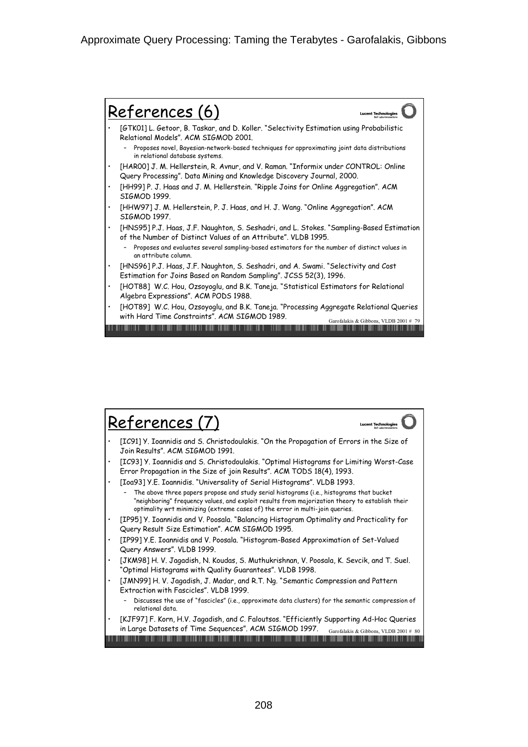## References (6)

- [GTK01] L. Getoor, B. Taskar, and D. Koller. "Selectivity Estimation using Probabilistic Relational Models". ACM SIGMOD 2001.
  - Proposes novel, Bayesian-network-based techniques for approximating joint data distributions in relational database systems.
- [HAR00] J. M. Hellerstein, R. Avnur, and V. Raman. "Informix under CONTROL: Online Query Processing". Data Mining and Knowledge Discovery Journal, 2000.
- [HH99] P. J. Haas and J. M. Hellerstein. "Ripple Joins for Online Aggregation". ACM SIGMOD 1999.
- [HHW97] J. M. Hellerstein, P. J. Haas, and H. J. Wang. "Online Aggregation". ACM SIGMOD 1997.
- [HNS95] P.J. Haas, J.F. Naughton, S. Seshadri, and L. Stokes. "Sampling-Based Estimation of the Number of Distinct Values of an Attribute". VLDB 1995.
  - Proposes and evaluates several sampling-based estimators for the number of distinct values in an attribute column.
- [HNS96] P.J. Haas, J.F. Naughton, S. Seshadri, and A. Swami. "Selectivity and Cost Estimation for Joins Based on Random Sampling". JCSS 52(3), 1996.
- [HOT88] W.C. Hou, Ozsoyoglu, and B.K. Taneja. "Statistical Estimators for Relational Algebra Expressions". ACM PODS 1988.
- [HOT89] W.C. Hou, Ozsoyoglu, and B.K. Taneja. "Processing Aggregate Relational Queries with Hard Time Constraints". ACM SIGMOD 1989.

## References (7)

- [IC91] Y. Ioannidis and S. Christodoulakis. "On the Propagation of Errors in the Size of Join Results". ACM SIGMOD 1991.
- [IC93] Y. Ioannidis and S. Christodoulakis. "Optimal Histograms for Limiting Worst-Case Error Propagation in the Size of join Results". ACM TODS 18(4), 1993.
- [Ioa93] Y.E. Ioannidis. "Universality of Serial Histograms". VLDB 1993.
  - The above three papers propose and study serial histograms (i.e., histograms that bucket "neighboring" frequency values, and exploit results from majorization theory to establish their optimality wrt minimizing (extreme cases of) the error in multi-join queries.
- [IP95] Y. Ioannidis and V. Poosala. "Balancing Histogram Optimality and Practicality for Query Result Size Estimation". ACM SIGMOD 1995.
- [IP99] Y.E. Ioannidis and V. Poosala. "Histogram-Based Approximation of Set-Valued Query Answers". VLDB 1999.
- [JKM98] H. V. Jagadish, N. Koudas, S. Muthukrishnan, V. Poosala, K. Sevcik, and T. Suel. "Optimal Histograms with Quality Guarantees". VLDB 1998.
- [JMN99] H. V. Jagadish, J. Madar, and R.T. Ng. "Semantic Compression and Pattern Extraction with Fascicles". VLDB 1999.
  - Discusses the use of "fascicles" (i.e., approximate data clusters) for the semantic compression of relational data.
- [KJF97] F. Korn, H.V. Jagadish, and C. Faloutsos. "Efficiently Supporting Ad-Hoc Queries in Large Datasets of Time Sequences". ACM SIGMOD 1997.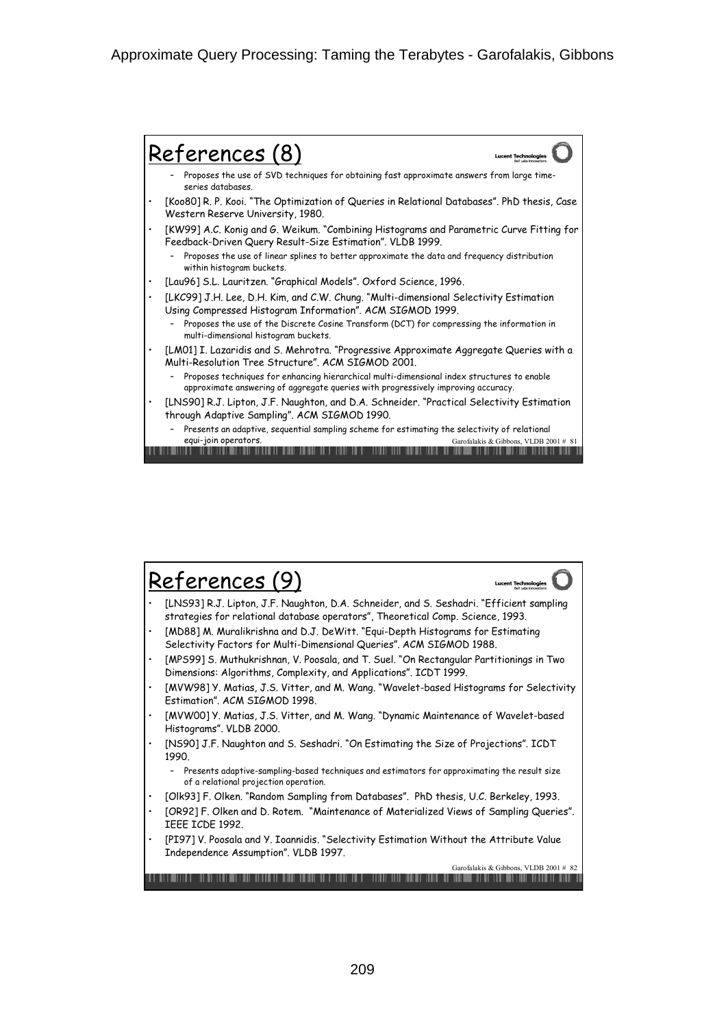## References (8)

- Proposes the use of SVD techniques for obtaining fast approximate answers from large time-series databases.

- [Koo80] R. P. Kooi. "The Optimization of Queries in Relational Databases". PhD thesis, Case Western Reserve University, 1980.
- [KW99] A.C. Konig and G. Weikum. "Combining Histograms and Parametric Curve Fitting for Feedback-Driven Query Result-Size Estimation". VLDB 1999.
  - Proposes the use of linear splines to better approximate the data and frequency distribution within histogram buckets.
- [Lau96] S.L. Lauritzen. "Graphical Models". Oxford Science, 1996.
- [LKC99] J.H. Lee, D.H. Kim, and C.W. Chung. "Multi-dimensional Selectivity Estimation Using Compressed Histogram Information". ACM SIGMOD 1999.
  - Proposes the use of the Discrete Cosine Transform (DCT) for compressing the information in multi-dimensional histogram buckets.
- [LM01] I. Lazaridis and S. Mehrotra. "Progressive Approximate Aggregate Queries with a Multi-Resolution Tree Structure". ACM SIGMOD 2001.
  - Proposes techniques for enhancing hierarchical multi-dimensional index structures to enable approximate answering of aggregate queries with progressively improving accuracy.
- [LNS90] R.J. Lipton, J.F. Naughton, and D.A. Schneider. "Practical Selectivity Estimation through Adaptive Sampling". ACM SIGMOD 1990.
  - Presents an adaptive, sequential sampling scheme for estimating the selectivity of relational equi-join operators.

## References (9)

- [LNS93] R.J. Lipton, J.F. Naughton, D.A. Schneider, and S. Seshadri. "Efficient sampling strategies for relational database operators", Theoretical Comp. Science, 1993.
- [MD88] M. Muralikrishna and D.J. DeWitt. "Equi-Depth Histograms for Estimating Selectivity Factors for Multi-Dimensional Queries". ACM SIGMOD 1988.
- [MPS99] S. Muthukrishnan, V. Poosala, and T. Suel. "On Rectangular Partitionings in Two Dimensions: Algorithms, Complexity, and Applications". ICDT 1999.
- [MVW98] Y. Matias, J.S. Vitter, and M. Wang. "Wavelet-based Histograms for Selectivity Estimation". ACM SIGMOD 1998.
- [MVW00] Y. Matias, J.S. Vitter, and M. Wang. "Dynamic Maintenance of Wavelet-based Histograms". VLDB 2000.
- [NS90] J.F. Naughton and S. Seshadri. "On Estimating the Size of Projections". ICDT 1990.
  - Presents adaptive-sampling-based techniques and estimators for approximating the result size of a relational projection operation.
- [Olk93] F. Olken. "Random Sampling from Databases". PhD thesis, U.C. Berkeley, 1993.
- [OR92] F. Olken and D. Rotem. "Maintenance of Materialized Views of Sampling Queries". IEEE ICDE 1992.
- [PI97] V. Poosala and Y. Ioannidis. "Selectivity Estimation Without the Attribute Value Independence Assumption". VLDB 1997.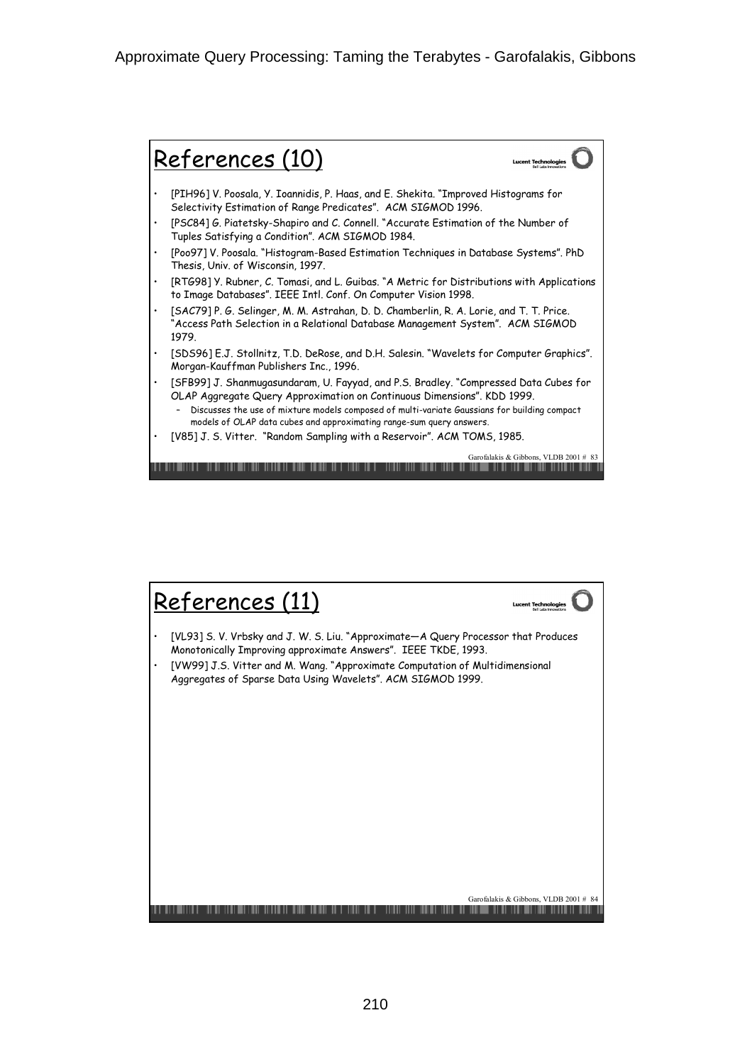## References (10)

- [PIH96] V. Poosala, Y. Ioannidis, P. Haas, and E. Shekita. "Improved Histograms for Selectivity Estimation of Range Predicates". ACM SIGMOD 1996.
- [PSC84] G. Piatetsky-Shapiro and C. Connell. "Accurate Estimation of the Number of Tuples Satisfying a Condition". ACM SIGMOD 1984.
- [Poo97] V. Poosala. "Histogram-Based Estimation Techniques in Database Systems". PhD Thesis, Univ. of Wisconsin, 1997.
- [RTG98] Y. Rubner, C. Tomasi, and L. Guibas. "A Metric for Distributions with Applications to Image Databases". IEEE Intl. Conf. On Computer Vision 1998.
- [SAC79] P. G. Selinger, M. M. Astrahan, D. D. Chamberlin, R. A. Lorie, and T. T. Price. "Access Path Selection in a Relational Database Management System". ACM SIGMOD 1979.
- [SDS96] E.J. Stollnitz, T.D. DeRose, and D.H. Salesin. "Wavelets for Computer Graphics". Morgan-Kauffman Publishers Inc., 1996.
- [SFB99] J. Shanmugasundaram, U. Fayyad, and P.S. Bradley. "Compressed Data Cubes for OLAP Aggregate Query Approximation on Continuous Dimensions". KDD 1999.
  - Discusses the use of mixture models composed of multi-variate Gaussians for building compact models of OLAP data cubes and approximating range-sum query answers.
- [V85] J. S. Vitter. "Random Sampling with a Reservoir". ACM TOMS, 1985.

## References (11)

- [VL93] S. V. Vrbsky and J. W. S. Liu. "Approximate—A Query Processor that Produces Monotonically Improving approximate Answers". IEEE TKDE, 1993.
- [VW99] J.S. Vitter and M. Wang. "Approximate Computation of Multidimensional Aggregates of Sparse Data Using Wavelets". ACM SIGMOD 1999.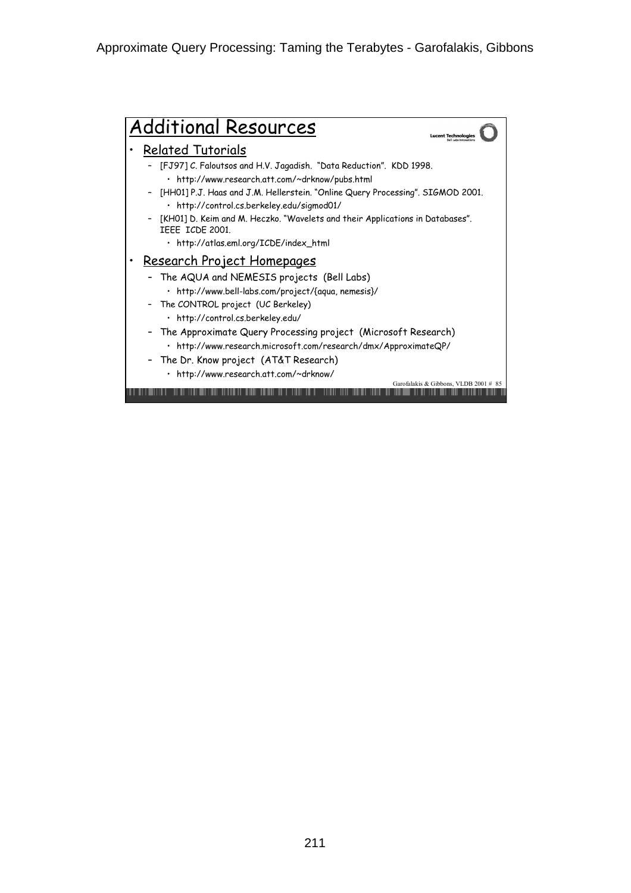# Additional Resources

- Related Tutorials
  - [FJ97] C. Faloutsos and H.V. Jagadish. "Data Reduction". KDD 1998.
    - http://www.research.att.com/~drknow/pubs.html
  - [HH01] P.J. Haas and J.M. Hellerstein. "Online Query Processing". SIGMOD 2001.
    - http://control.cs.berkeley.edu/sigmod01/
  - [KH01] D. Keim and M. Heczko. "Wavelets and their Applications in Databases". IEEE ICDE 2001.
    - http://atlas.eml.org/ICDE/index_html
- Research Project Homepages
  - The AQUA and NEMESIS projects (Bell Labs)
    - http://www.bell-labs.com/project/{aqua, nemesis}/
  - The CONTROL project (UC Berkeley)
    - http://control.cs.berkeley.edu/
  - The Approximate Query Processing project (Microsoft Research)
    - http://www.research.microsoft.com/research/dmx/ApproximateQP/
  - The Dr. Know project (AT&T Research)
    - http://www.research.att.com/~drknow/